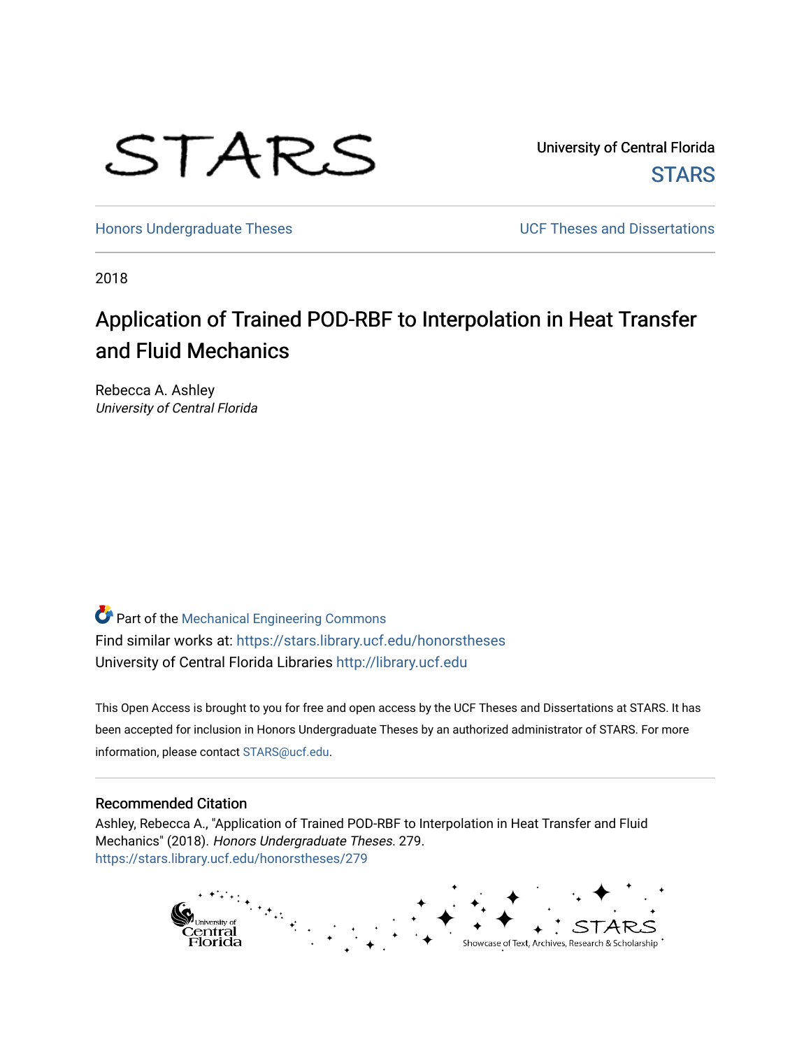STARS

University of Central Florida

STARS

Honors Undergraduate Theses

UCF Theses and Dissertations

2018

# Application of Trained POD-RBF to Interpolation in Heat Transfer and Fluid Mechanics

Rebecca A. Ashley
*University of Central Florida*

Part of the Mechanical Engineering Commons

Find similar works at: https://stars.library.ucf.edu/honorstheses

University of Central Florida Libraries http://library.ucf.edu

This Open Access is brought to you for free and open access by the UCF Theses and Dissertations at STARS. It has been accepted for inclusion in Honors Undergraduate Theses by an authorized administrator of STARS. For more information, please contact STARS@ucf.edu.

## Recommended Citation

Ashley, Rebecca A., "Application of Trained POD-RBF to Interpolation in Heat Transfer and Fluid Mechanics" (2018). *Honors Undergraduate Theses*. 279.
https://stars.library.ucf.edu/honorstheses/279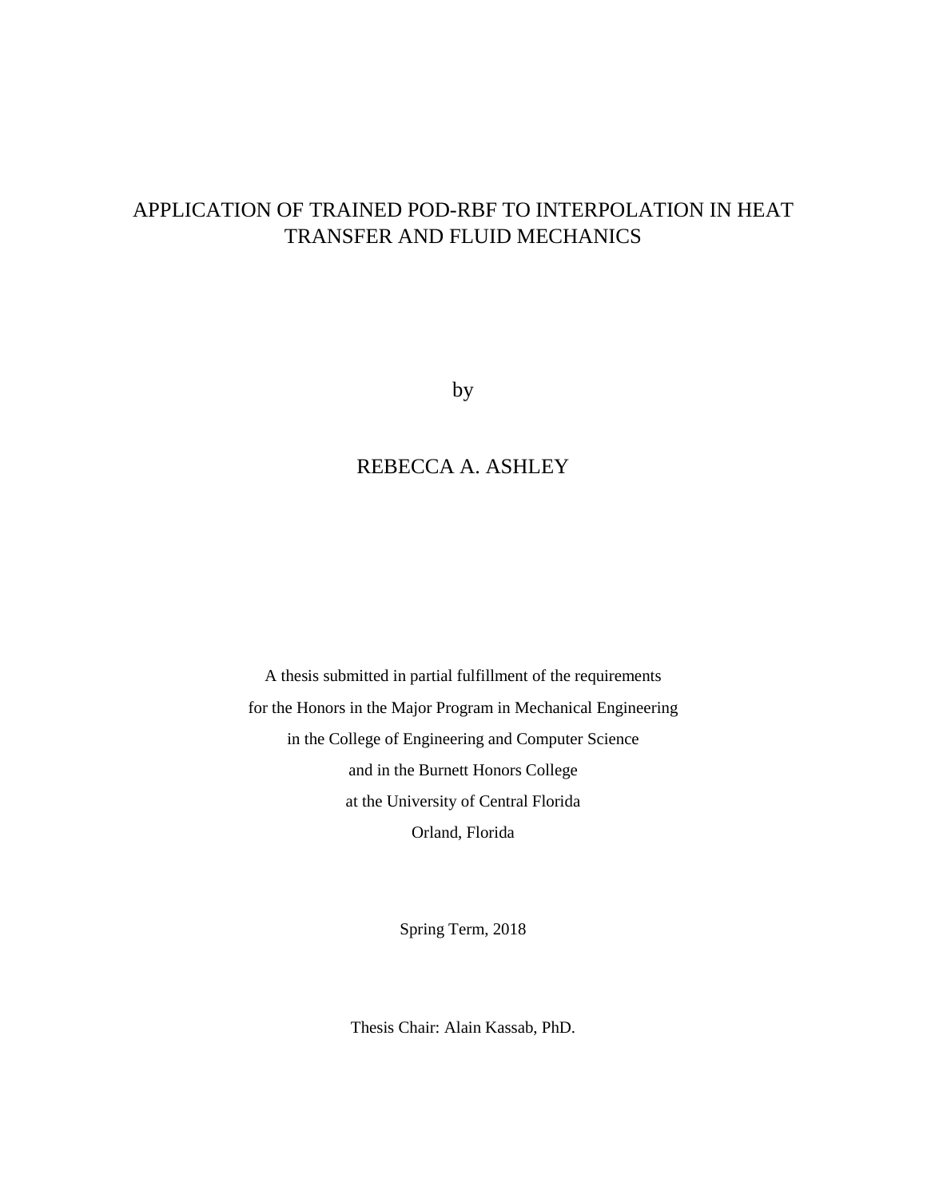# APPLICATION OF TRAINED POD-RBF TO INTERPOLATION IN HEAT TRANSFER AND FLUID MECHANICS

by

REBECCA A. ASHLEY

A thesis submitted in partial fulfillment of the requirements
for the Honors in the Major Program in Mechanical Engineering
in the College of Engineering and Computer Science
and in the Burnett Honors College
at the University of Central Florida
Orland, Florida

Spring Term, 2018

Thesis Chair: Alain Kassab, PhD.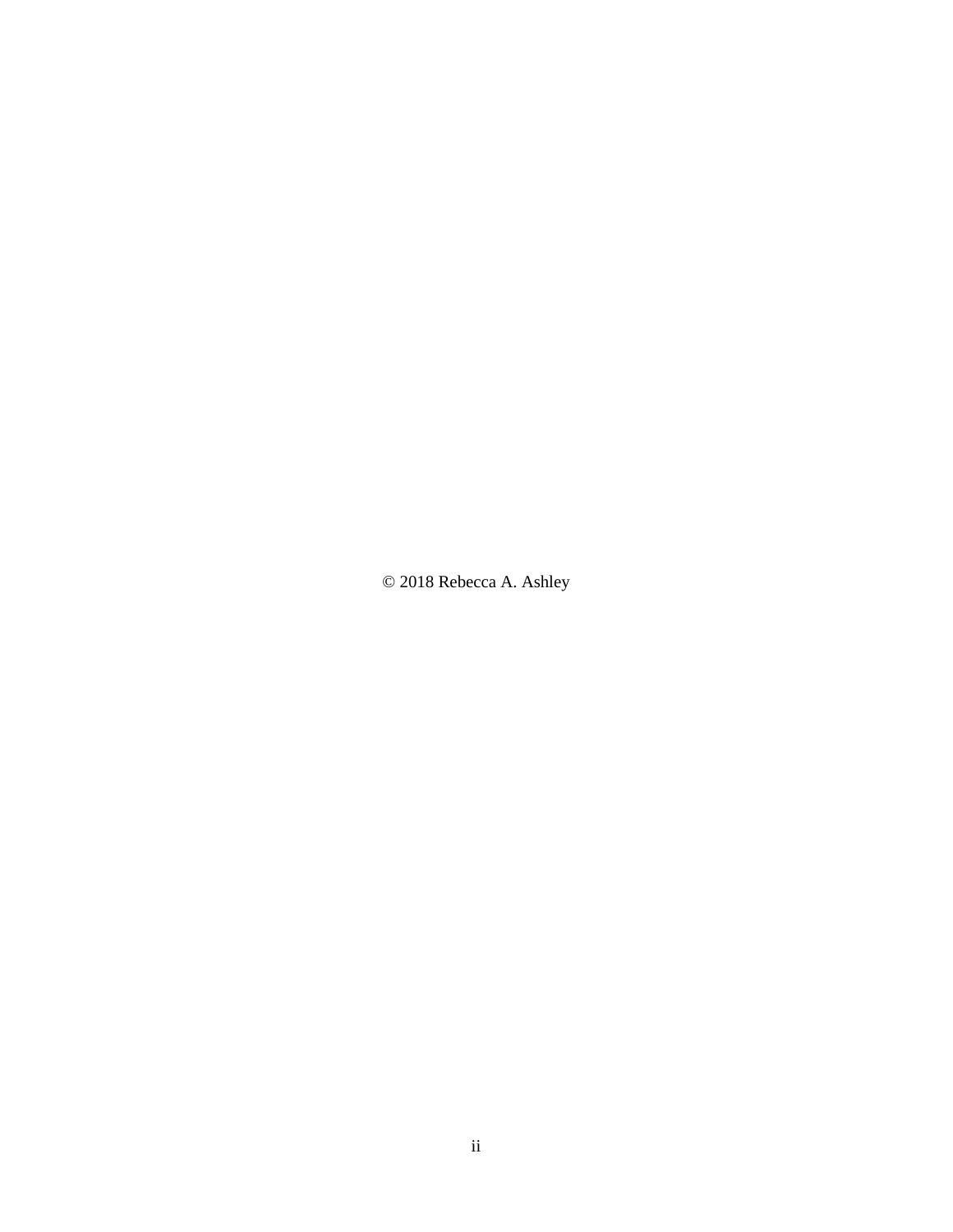© 2018 Rebecca A. Ashley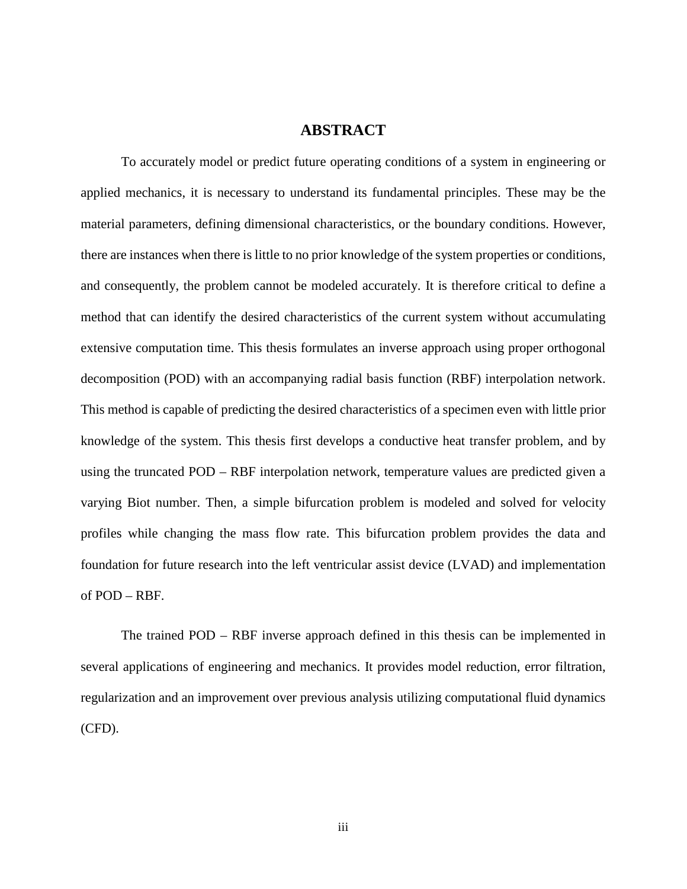# ABSTRACT

To accurately model or predict future operating conditions of a system in engineering or applied mechanics, it is necessary to understand its fundamental principles. These may be the material parameters, defining dimensional characteristics, or the boundary conditions. However, there are instances when there is little to no prior knowledge of the system properties or conditions, and consequently, the problem cannot be modeled accurately. It is therefore critical to define a method that can identify the desired characteristics of the current system without accumulating extensive computation time. This thesis formulates an inverse approach using proper orthogonal decomposition (POD) with an accompanying radial basis function (RBF) interpolation network. This method is capable of predicting the desired characteristics of a specimen even with little prior knowledge of the system. This thesis first develops a conductive heat transfer problem, and by using the truncated POD – RBF interpolation network, temperature values are predicted given a varying Biot number. Then, a simple bifurcation problem is modeled and solved for velocity profiles while changing the mass flow rate. This bifurcation problem provides the data and foundation for future research into the left ventricular assist device (LVAD) and implementation of POD – RBF.

The trained POD – RBF inverse approach defined in this thesis can be implemented in several applications of engineering and mechanics. It provides model reduction, error filtration, regularization and an improvement over previous analysis utilizing computational fluid dynamics (CFD).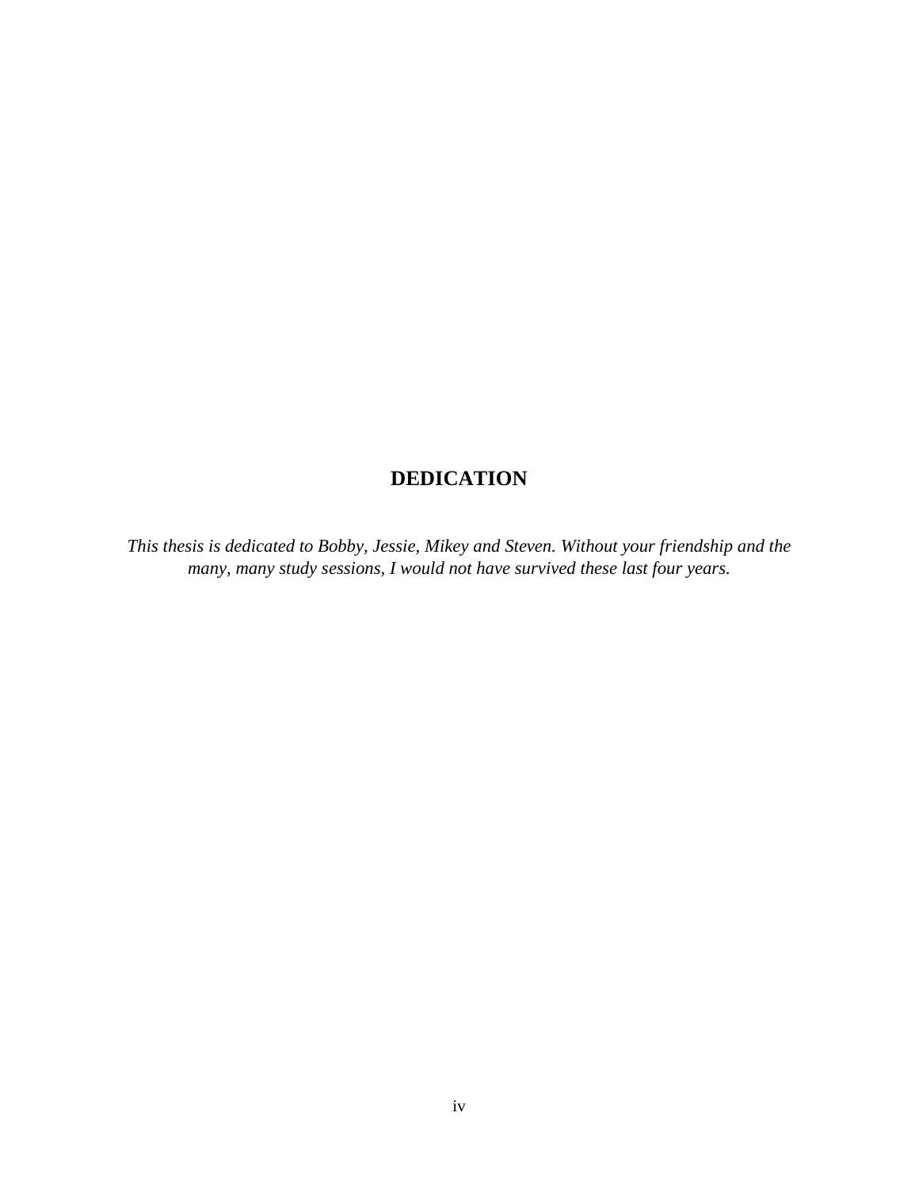# DEDICATION

*This thesis is dedicated to Bobby, Jessie, Mikey and Steven. Without your friendship and the many, many study sessions, I would not have survived these last four years.*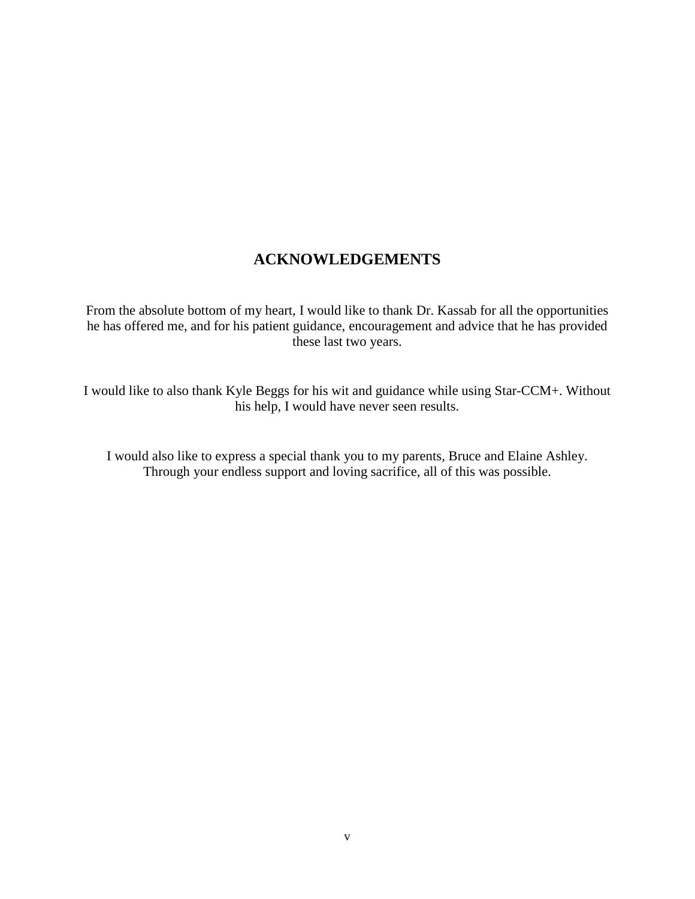## ACKNOWLEDGEMENTS

From the absolute bottom of my heart, I would like to thank Dr. Kassab for all the opportunities he has offered me, and for his patient guidance, encouragement and advice that he has provided these last two years.

I would like to also thank Kyle Beggs for his wit and guidance while using Star-CCM+. Without his help, I would have never seen results.

I would also like to express a special thank you to my parents, Bruce and Elaine Ashley. Through your endless support and loving sacrifice, all of this was possible.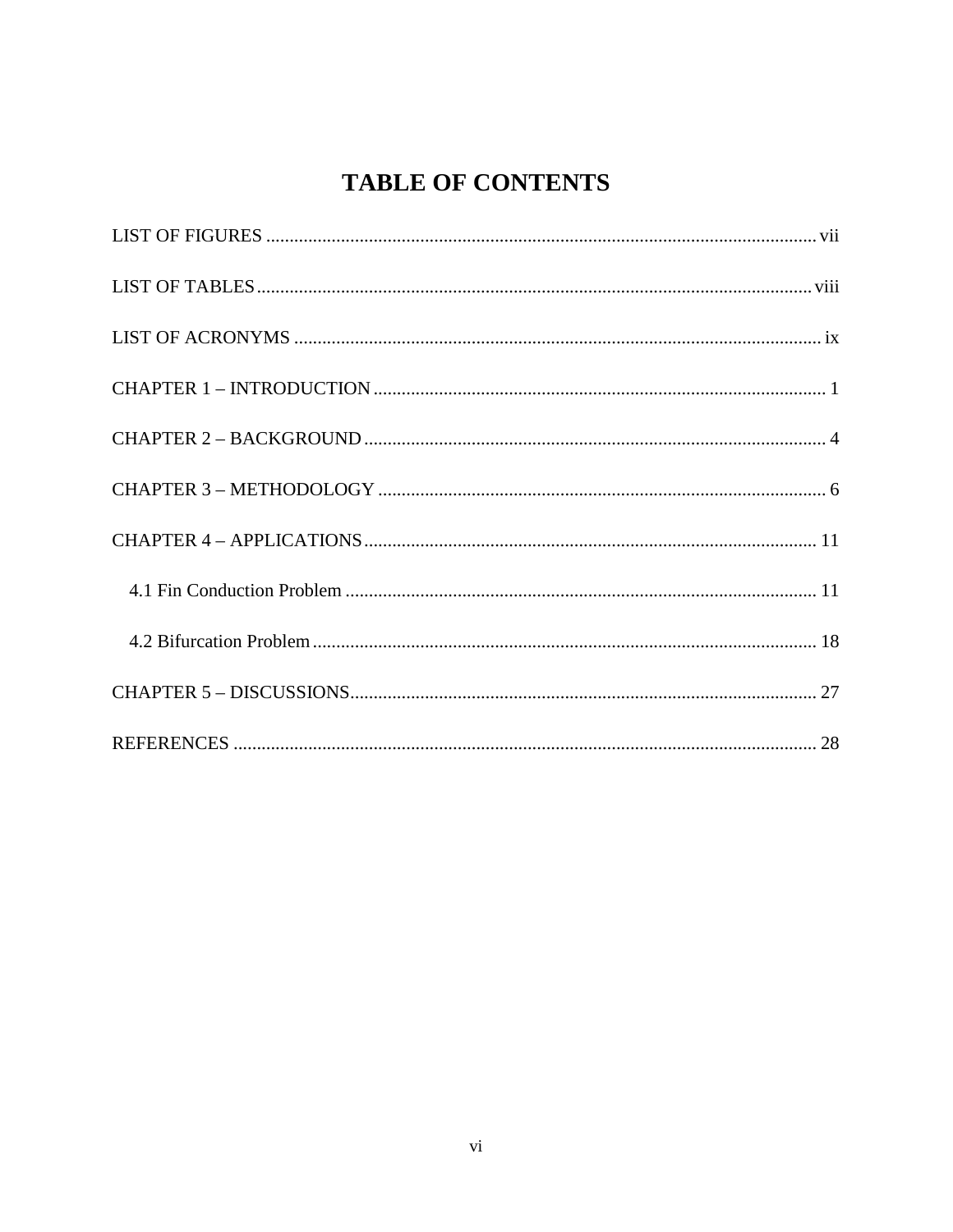# TABLE OF CONTENTS

LIST OF FIGURES ..... vii

LIST OF TABLES ..... viii

LIST OF ACRONYMS ..... ix

CHAPTER 1 – INTRODUCTION ..... 1

CHAPTER 2 – BACKGROUND ..... 4

CHAPTER 3 – METHODOLOGY ..... 6

CHAPTER 4 – APPLICATIONS ..... 11

  4.1 Fin Conduction Problem ..... 11

  4.2 Bifurcation Problem ..... 18

CHAPTER 5 – DISCUSSIONS ..... 27

REFERENCES ..... 28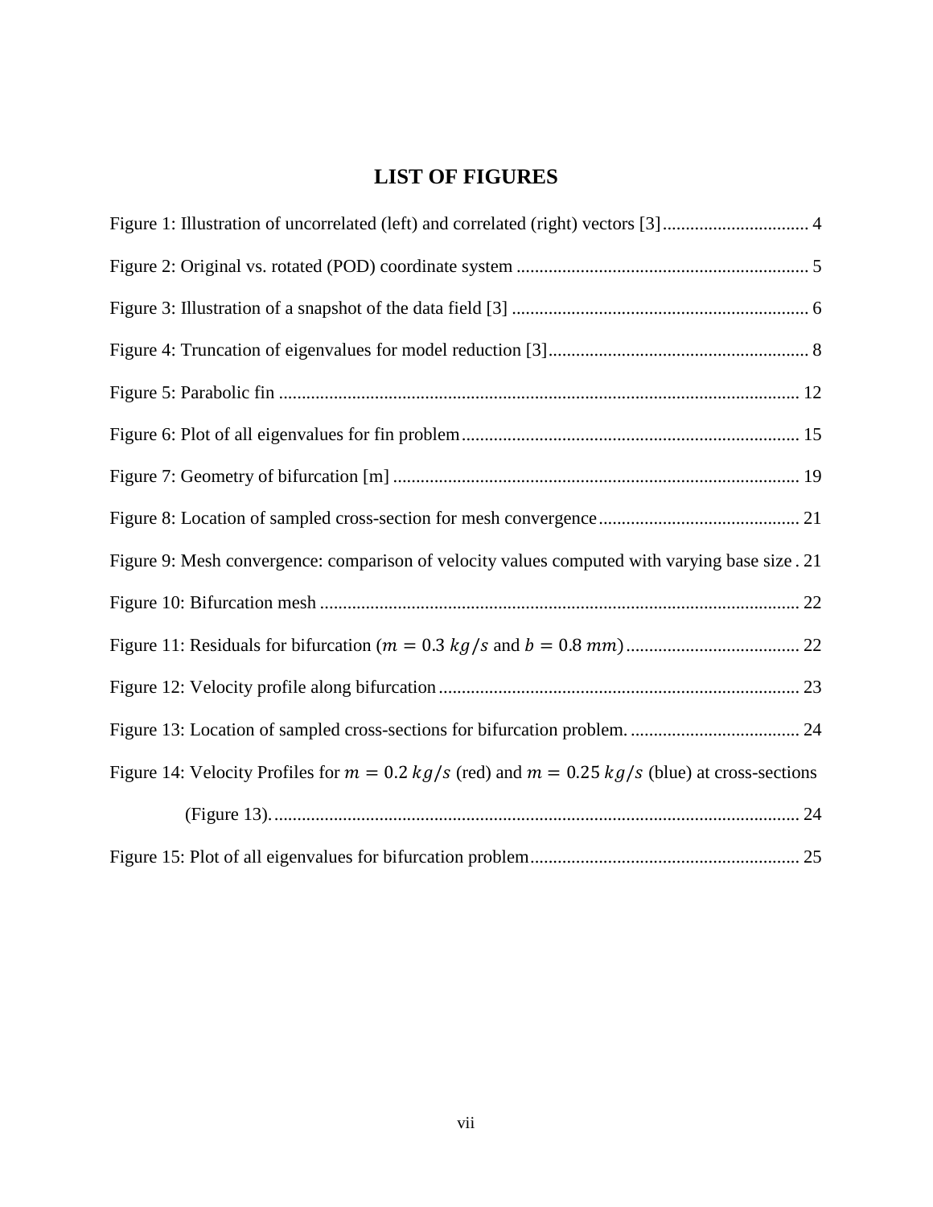# LIST OF FIGURES

Figure 1: Illustration of uncorrelated (left) and correlated (right) vectors [3] ................................ 4

Figure 2: Original vs. rotated (POD) coordinate system ................................................................ 5

Figure 3: Illustration of a snapshot of the data field [3] ................................................................. 6

Figure 4: Truncation of eigenvalues for model reduction [3]......................................................... 8

Figure 5: Parabolic fin .................................................................................................................. 12

Figure 6: Plot of all eigenvalues for fin problem.......................................................................... 15

Figure 7: Geometry of bifurcation [m] ......................................................................................... 19

Figure 8: Location of sampled cross-section for mesh convergence ............................................ 21

Figure 9: Mesh convergence: comparison of velocity values computed with varying base size . 21

Figure 10: Bifurcation mesh ......................................................................................................... 22

Figure 11: Residuals for bifurcation ($m = 0.3\ kg/s$ and $b = 0.8\ mm$) ...................................... 22

Figure 12: Velocity profile along bifurcation ............................................................................... 23

Figure 13: Location of sampled cross-sections for bifurcation problem. ..................................... 24

Figure 14: Velocity Profiles for $m = 0.2\ kg/s$ (red) and $m = 0.25\ kg/s$ (blue) at cross-sections (Figure 13). ................................................................................................................... 24

Figure 15: Plot of all eigenvalues for bifurcation problem........................................................... 25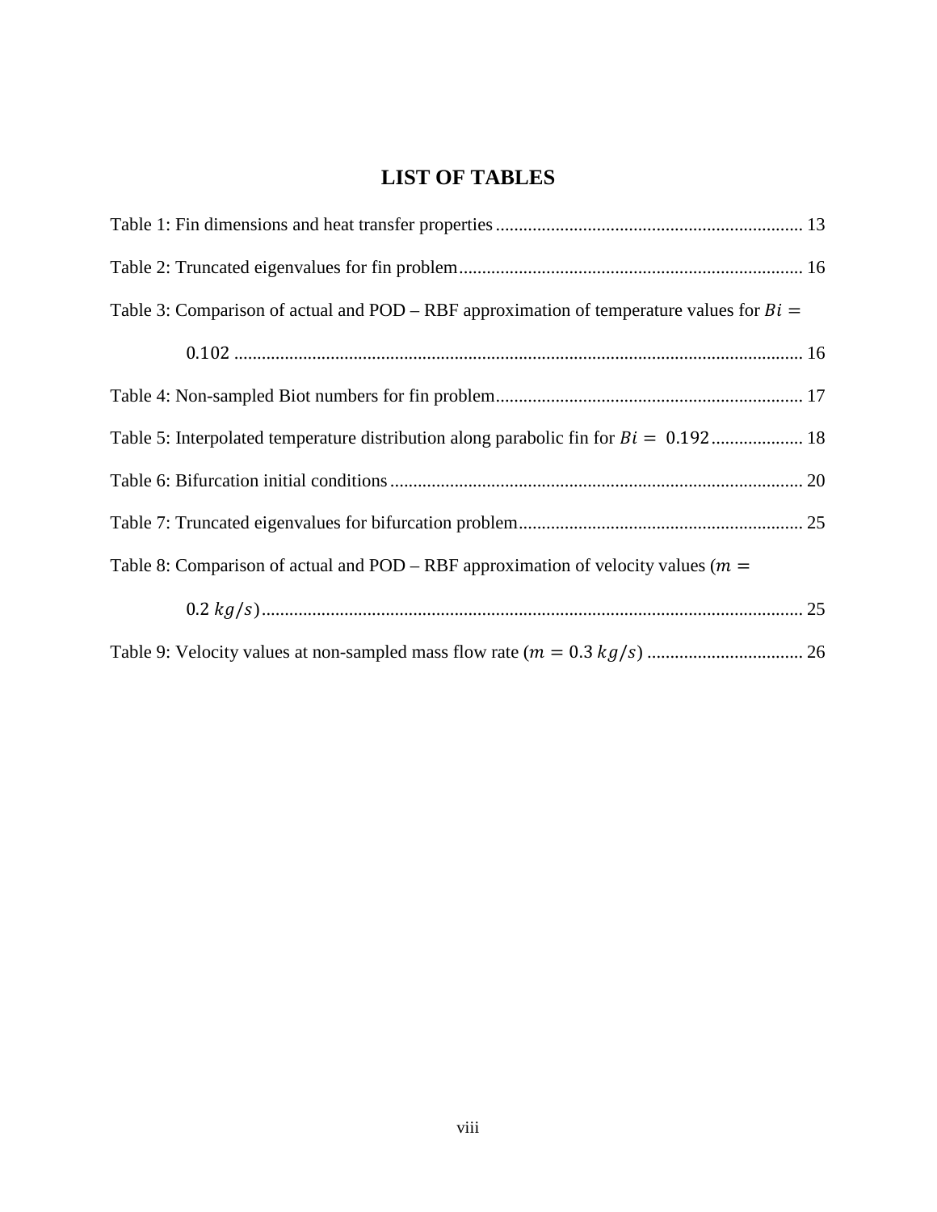# LIST OF TABLES

Table 1: Fin dimensions and heat transfer properties .................................................................. 13

Table 2: Truncated eigenvalues for fin problem .......................................................................... 16

Table 3: Comparison of actual and POD – RBF approximation of temperature values for $Bi = 0.102$ .......................................................................................................................... 16

Table 4: Non-sampled Biot numbers for fin problem .................................................................. 17

Table 5: Interpolated temperature distribution along parabolic fin for $Bi = 0.192$ .................... 18

Table 6: Bifurcation initial conditions ......................................................................................... 20

Table 7: Truncated eigenvalues for bifurcation problem ............................................................. 25

Table 8: Comparison of actual and POD – RBF approximation of velocity values ($m = 0.2\ kg/s$) ..................................................................................................................... 25

Table 9: Velocity values at non-sampled mass flow rate ($m = 0.3\ kg/s$) .................................. 26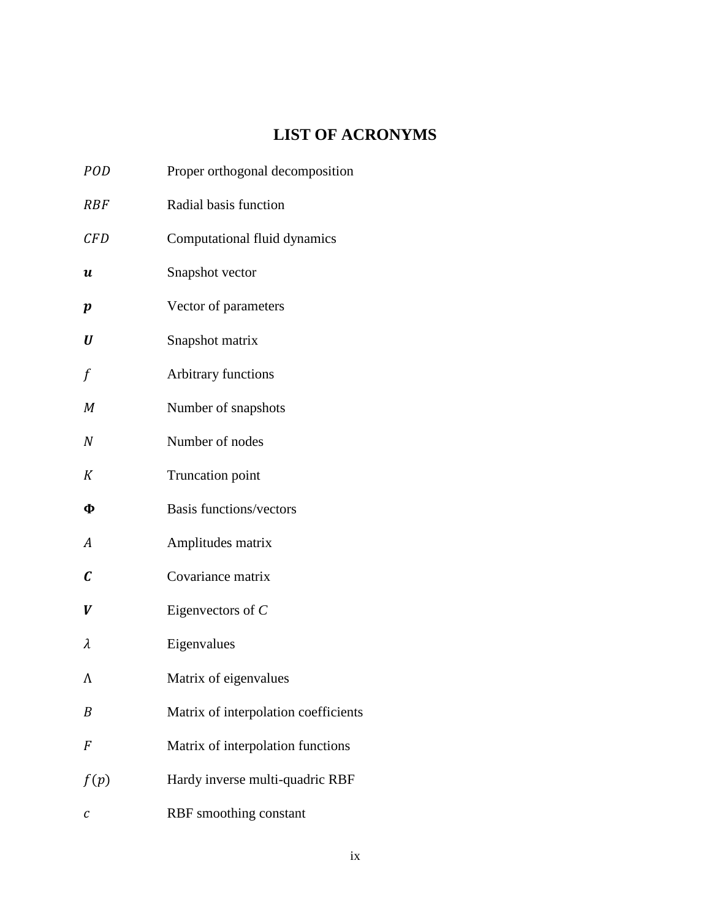# LIST OF ACRONYMS

| | |
|---|---|
| $POD$ | Proper orthogonal decomposition |
| $RBF$ | Radial basis function |
| $CFD$ | Computational fluid dynamics |
| $\boldsymbol{u}$ | Snapshot vector |
| $\boldsymbol{p}$ | Vector of parameters |
| $\boldsymbol{U}$ | Snapshot matrix |
| $f$ | Arbitrary functions |
| $M$ | Number of snapshots |
| $N$ | Number of nodes |
| $K$ | Truncation point |
| $\boldsymbol{\Phi}$ | Basis functions/vectors |
| $A$ | Amplitudes matrix |
| $\boldsymbol{C}$ | Covariance matrix |
| $\boldsymbol{V}$ | Eigenvectors of *C* |
| $\lambda$ | Eigenvalues |
| $\Lambda$ | Matrix of eigenvalues |
| $B$ | Matrix of interpolation coefficients |
| $F$ | Matrix of interpolation functions |
| $f(p)$ | Hardy inverse multi-quadric RBF |
| $c$ | RBF smoothing constant |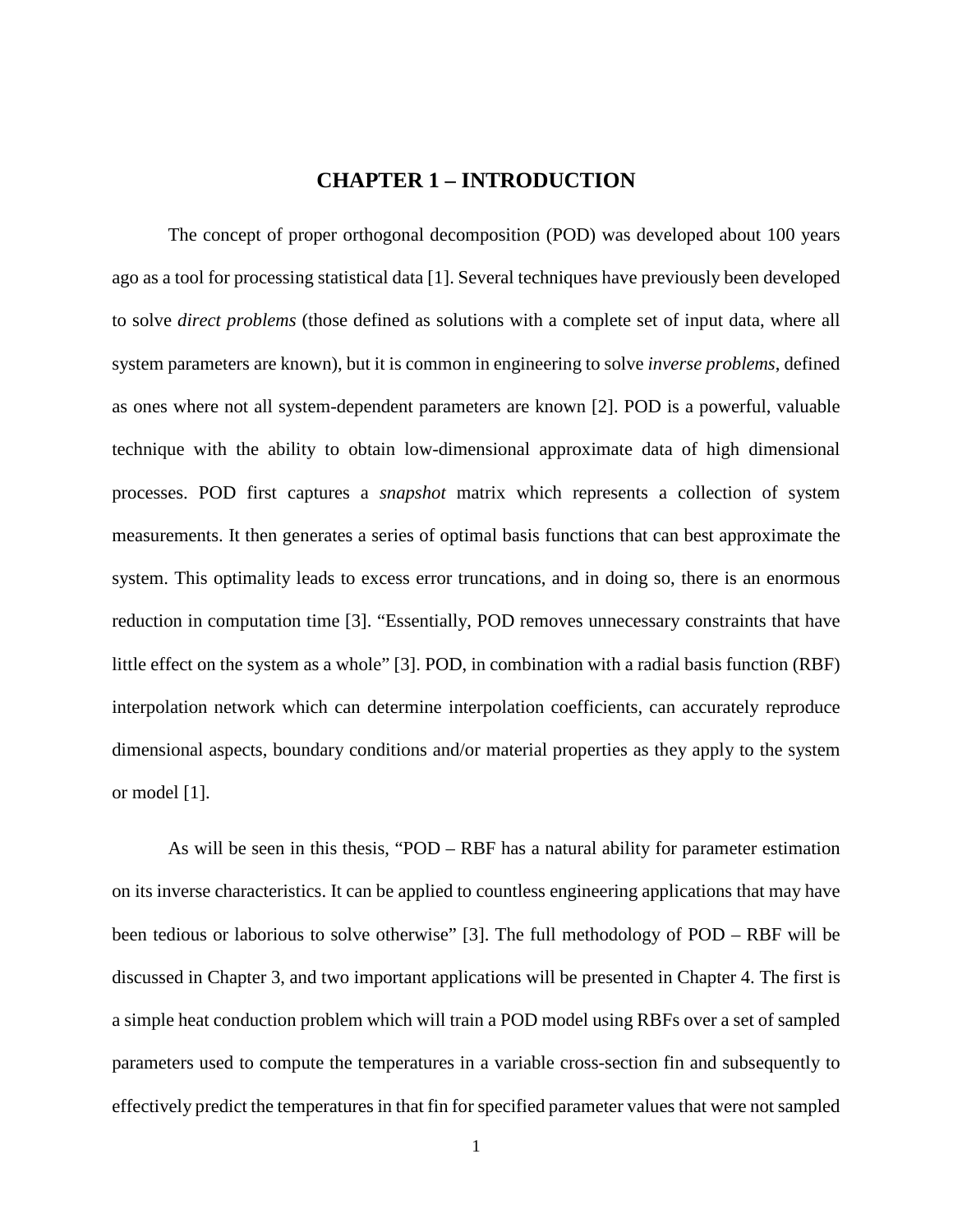# CHAPTER 1 – INTRODUCTION

The concept of proper orthogonal decomposition (POD) was developed about 100 years ago as a tool for processing statistical data [1]. Several techniques have previously been developed to solve *direct problems* (those defined as solutions with a complete set of input data, where all system parameters are known), but it is common in engineering to solve *inverse problems*, defined as ones where not all system-dependent parameters are known [2]. POD is a powerful, valuable technique with the ability to obtain low-dimensional approximate data of high dimensional processes. POD first captures a *snapshot* matrix which represents a collection of system measurements. It then generates a series of optimal basis functions that can best approximate the system. This optimality leads to excess error truncations, and in doing so, there is an enormous reduction in computation time [3]. "Essentially, POD removes unnecessary constraints that have little effect on the system as a whole" [3]. POD, in combination with a radial basis function (RBF) interpolation network which can determine interpolation coefficients, can accurately reproduce dimensional aspects, boundary conditions and/or material properties as they apply to the system or model [1].

As will be seen in this thesis, "POD – RBF has a natural ability for parameter estimation on its inverse characteristics. It can be applied to countless engineering applications that may have been tedious or laborious to solve otherwise" [3]. The full methodology of POD – RBF will be discussed in Chapter 3, and two important applications will be presented in Chapter 4. The first is a simple heat conduction problem which will train a POD model using RBFs over a set of sampled parameters used to compute the temperatures in a variable cross-section fin and subsequently to effectively predict the temperatures in that fin for specified parameter values that were not sampled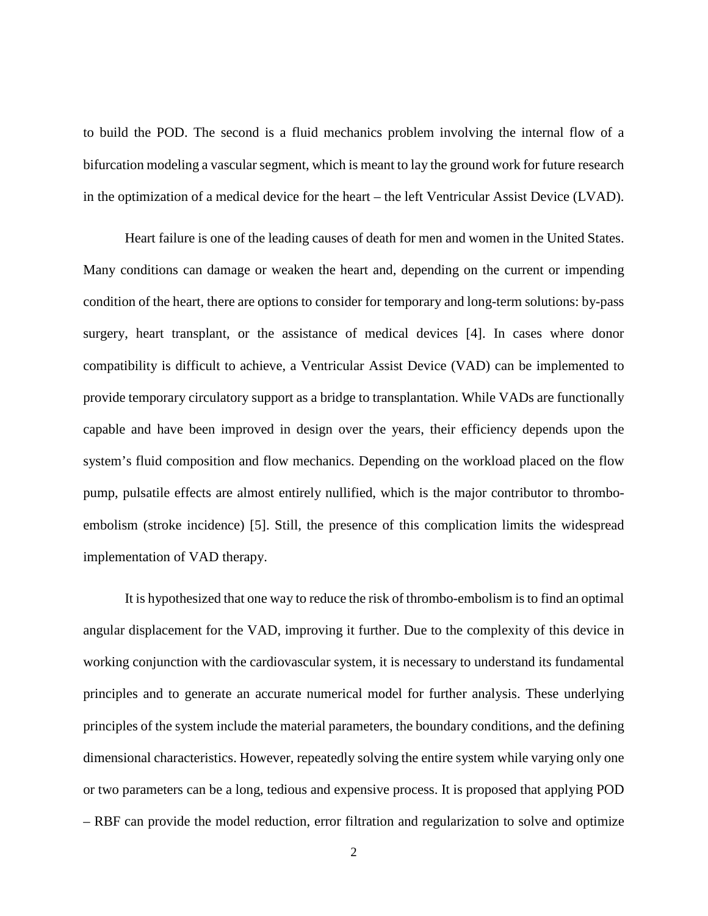to build the POD. The second is a fluid mechanics problem involving the internal flow of a bifurcation modeling a vascular segment, which is meant to lay the ground work for future research in the optimization of a medical device for the heart – the left Ventricular Assist Device (LVAD).

Heart failure is one of the leading causes of death for men and women in the United States. Many conditions can damage or weaken the heart and, depending on the current or impending condition of the heart, there are options to consider for temporary and long-term solutions: by-pass surgery, heart transplant, or the assistance of medical devices [4]. In cases where donor compatibility is difficult to achieve, a Ventricular Assist Device (VAD) can be implemented to provide temporary circulatory support as a bridge to transplantation. While VADs are functionally capable and have been improved in design over the years, their efficiency depends upon the system's fluid composition and flow mechanics. Depending on the workload placed on the flow pump, pulsatile effects are almost entirely nullified, which is the major contributor to thrombo-embolism (stroke incidence) [5]. Still, the presence of this complication limits the widespread implementation of VAD therapy.

It is hypothesized that one way to reduce the risk of thrombo-embolism is to find an optimal angular displacement for the VAD, improving it further. Due to the complexity of this device in working conjunction with the cardiovascular system, it is necessary to understand its fundamental principles and to generate an accurate numerical model for further analysis. These underlying principles of the system include the material parameters, the boundary conditions, and the defining dimensional characteristics. However, repeatedly solving the entire system while varying only one or two parameters can be a long, tedious and expensive process. It is proposed that applying POD – RBF can provide the model reduction, error filtration and regularization to solve and optimize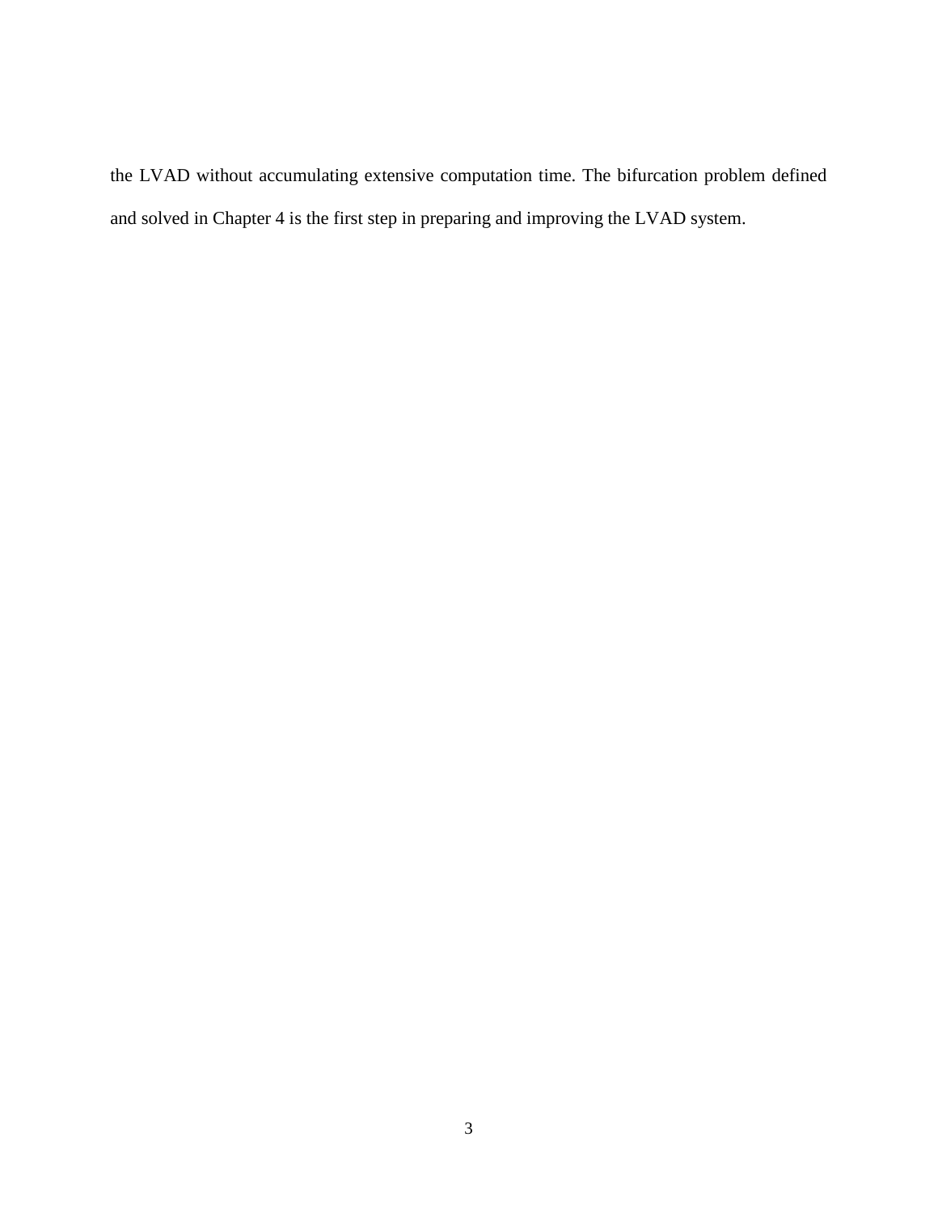the LVAD without accumulating extensive computation time. The bifurcation problem defined and solved in Chapter 4 is the first step in preparing and improving the LVAD system.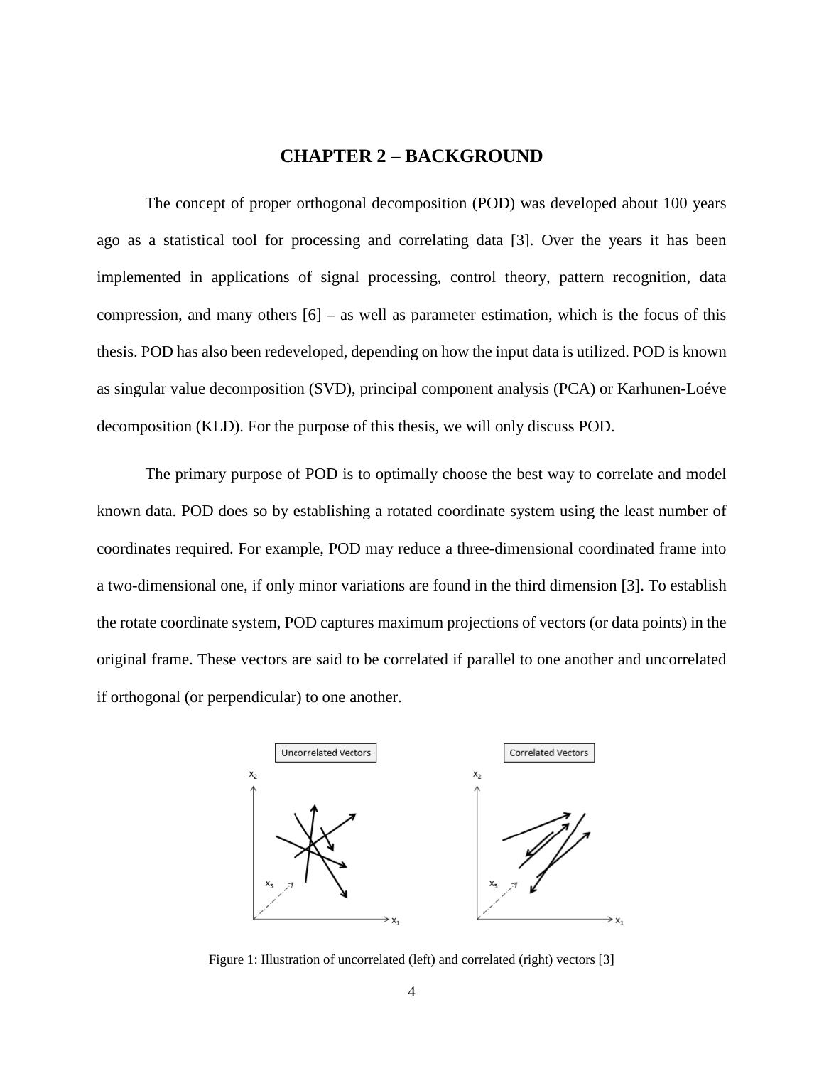# CHAPTER 2 – BACKGROUND

The concept of proper orthogonal decomposition (POD) was developed about 100 years ago as a statistical tool for processing and correlating data [3]. Over the years it has been implemented in applications of signal processing, control theory, pattern recognition, data compression, and many others [6] – as well as parameter estimation, which is the focus of this thesis. POD has also been redeveloped, depending on how the input data is utilized. POD is known as singular value decomposition (SVD), principal component analysis (PCA) or Karhunen-Loéve decomposition (KLD). For the purpose of this thesis, we will only discuss POD.

The primary purpose of POD is to optimally choose the best way to correlate and model known data. POD does so by establishing a rotated coordinate system using the least number of coordinates required. For example, POD may reduce a three-dimensional coordinated frame into a two-dimensional one, if only minor variations are found in the third dimension [3]. To establish the rotate coordinate system, POD captures maximum projections of vectors (or data points) in the original frame. These vectors are said to be correlated if parallel to one another and uncorrelated if orthogonal (or perpendicular) to one another.

Figure 1: Illustration of uncorrelated (left) and correlated (right) vectors [3]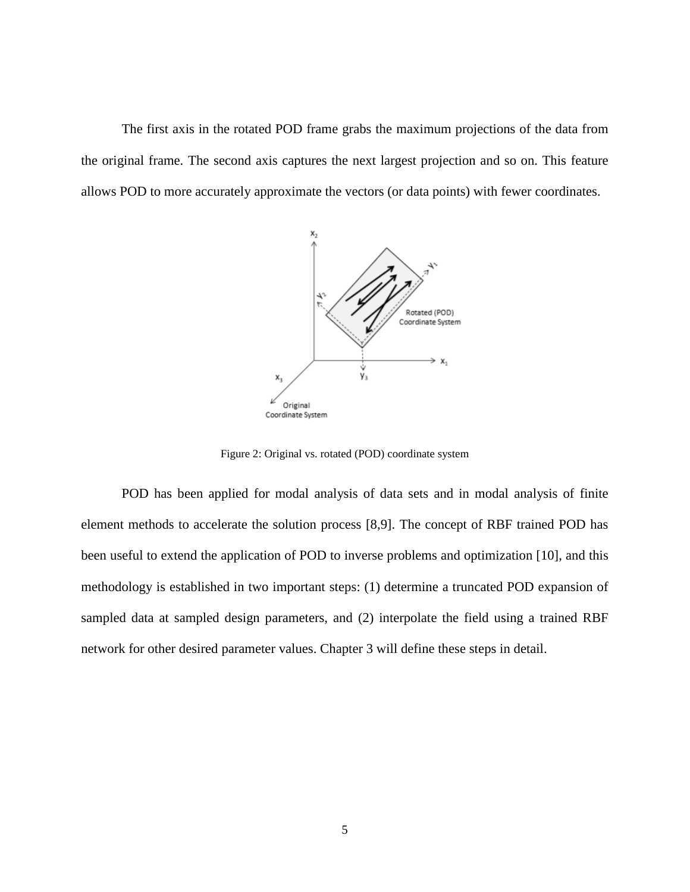The first axis in the rotated POD frame grabs the maximum projections of the data from the original frame. The second axis captures the next largest projection and so on. This feature allows POD to more accurately approximate the vectors (or data points) with fewer coordinates.

Figure 2: Original vs. rotated (POD) coordinate system

POD has been applied for modal analysis of data sets and in modal analysis of finite element methods to accelerate the solution process [8,9]. The concept of RBF trained POD has been useful to extend the application of POD to inverse problems and optimization [10], and this methodology is established in two important steps: (1) determine a truncated POD expansion of sampled data at sampled design parameters, and (2) interpolate the field using a trained RBF network for other desired parameter values. Chapter 3 will define these steps in detail.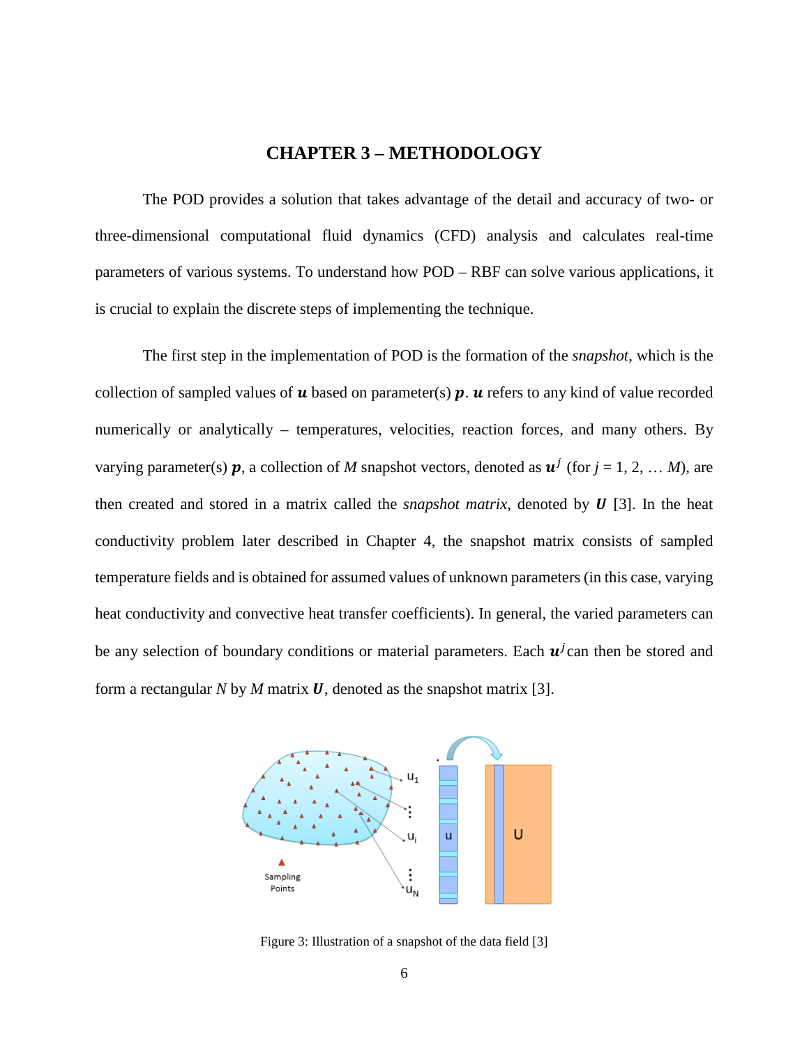# CHAPTER 3 – METHODOLOGY

The POD provides a solution that takes advantage of the detail and accuracy of two- or three-dimensional computational fluid dynamics (CFD) analysis and calculates real-time parameters of various systems. To understand how POD – RBF can solve various applications, it is crucial to explain the discrete steps of implementing the technique.

The first step in the implementation of POD is the formation of the *snapshot*, which is the collection of sampled values of $\boldsymbol{u}$ based on parameter(s) $\boldsymbol{p}$. $\boldsymbol{u}$ refers to any kind of value recorded numerically or analytically – temperatures, velocities, reaction forces, and many others. By varying parameter(s) $\boldsymbol{p}$, a collection of $M$ snapshot vectors, denoted as $\boldsymbol{u}^j$ (for $j = 1, 2, \ldots M$), are then created and stored in a matrix called the *snapshot matrix*, denoted by $\boldsymbol{U}$ [3]. In the heat conductivity problem later described in Chapter 4, the snapshot matrix consists of sampled temperature fields and is obtained for assumed values of unknown parameters (in this case, varying heat conductivity and convective heat transfer coefficients). In general, the varied parameters can be any selection of boundary conditions or material parameters. Each $\boldsymbol{u}^j$ can then be stored and form a rectangular $N$ by $M$ matrix $\boldsymbol{U}$, denoted as the snapshot matrix [3].

Figure 3: Illustration of a snapshot of the data field [3]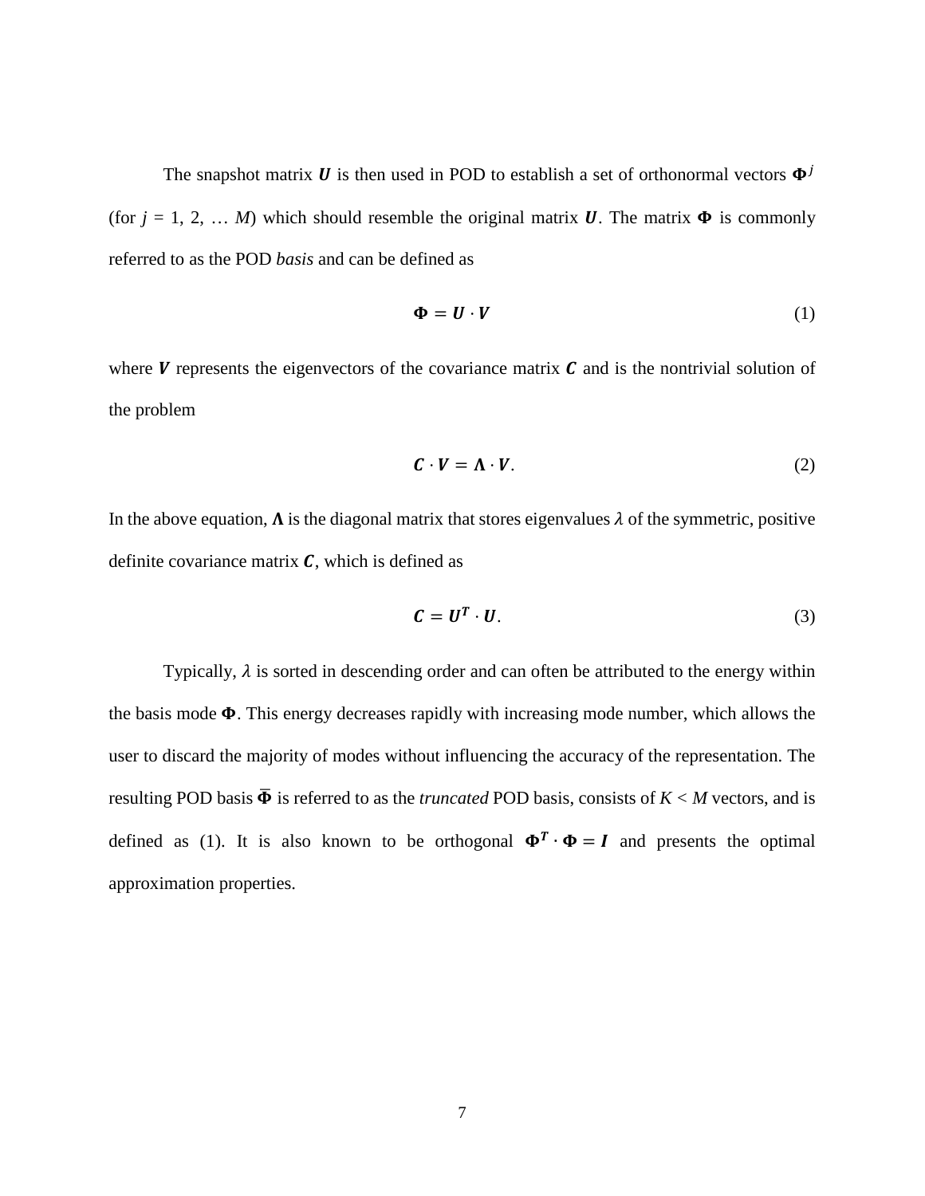The snapshot matrix $\boldsymbol{U}$ is then used in POD to establish a set of orthonormal vectors $\boldsymbol{\Phi}^j$ (for $j$ = 1, 2, … $M$) which should resemble the original matrix $\boldsymbol{U}$. The matrix $\boldsymbol{\Phi}$ is commonly referred to as the POD *basis* and can be defined as

$$\boldsymbol{\Phi} = \boldsymbol{U} \cdot \boldsymbol{V} \tag{1}$$

where $\boldsymbol{V}$ represents the eigenvectors of the covariance matrix $\boldsymbol{C}$ and is the nontrivial solution of the problem

$$\boldsymbol{C} \cdot \boldsymbol{V} = \boldsymbol{\Lambda} \cdot \boldsymbol{V}. \tag{2}$$

In the above equation, $\boldsymbol{\Lambda}$ is the diagonal matrix that stores eigenvalues $\lambda$ of the symmetric, positive definite covariance matrix $\boldsymbol{C}$, which is defined as

$$\boldsymbol{C} = \boldsymbol{U}^{\boldsymbol{T}} \cdot \boldsymbol{U}. \tag{3}$$

Typically, $\lambda$ is sorted in descending order and can often be attributed to the energy within the basis mode $\boldsymbol{\Phi}$. This energy decreases rapidly with increasing mode number, which allows the user to discard the majority of modes without influencing the accuracy of the representation. The resulting POD basis $\overline{\boldsymbol{\Phi}}$ is referred to as the *truncated* POD basis, consists of $K < M$ vectors, and is defined as (1). It is also known to be orthogonal $\boldsymbol{\Phi}^{\boldsymbol{T}} \cdot \boldsymbol{\Phi} = \boldsymbol{I}$ and presents the optimal approximation properties.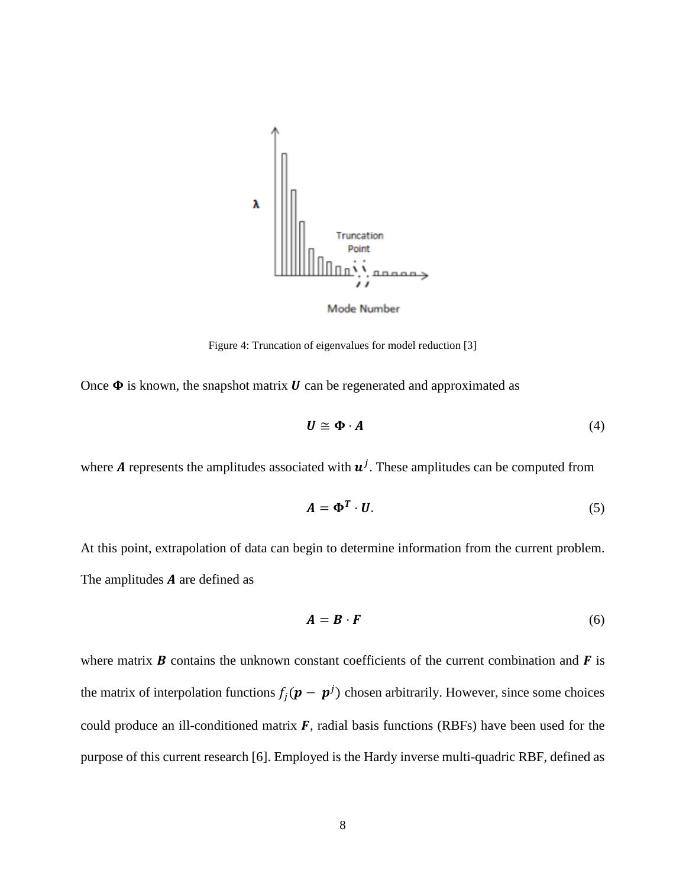Figure 4: Truncation of eigenvalues for model reduction [3]

Once $\boldsymbol{\Phi}$ is known, the snapshot matrix $\boldsymbol{U}$ can be regenerated and approximated as

$$\boldsymbol{U} \cong \boldsymbol{\Phi} \cdot \boldsymbol{A} \tag{4}$$

where $\boldsymbol{A}$ represents the amplitudes associated with $\boldsymbol{u}^j$. These amplitudes can be computed from

$$\boldsymbol{A} = \boldsymbol{\Phi}^{\boldsymbol{T}} \cdot \boldsymbol{U}. \tag{5}$$

At this point, extrapolation of data can begin to determine information from the current problem. The amplitudes $\boldsymbol{A}$ are defined as

$$\boldsymbol{A} = \boldsymbol{B} \cdot \boldsymbol{F} \tag{6}$$

where matrix $\boldsymbol{B}$ contains the unknown constant coefficients of the current combination and $\boldsymbol{F}$ is the matrix of interpolation functions $f_j(\boldsymbol{p} - \boldsymbol{p}^j)$ chosen arbitrarily. However, since some choices could produce an ill-conditioned matrix $\boldsymbol{F}$, radial basis functions (RBFs) have been used for the purpose of this current research [6]. Employed is the Hardy inverse multi-quadric RBF, defined as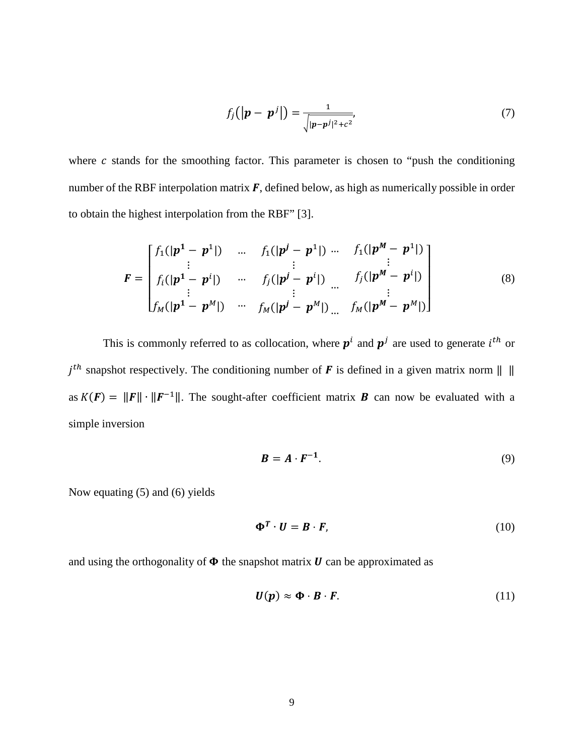$$f_j\left(\left|\boldsymbol{p}-\boldsymbol{p}^j\right|\right)=\frac{1}{\sqrt{|\boldsymbol{p}-\boldsymbol{p}^j|^2+c^2}}, \tag{7}$$

where $c$ stands for the smoothing factor. This parameter is chosen to "push the conditioning number of the RBF interpolation matrix $\boldsymbol{F}$, defined below, as high as numerically possible in order to obtain the highest interpolation from the RBF" [3].

$$\boldsymbol{F}=\begin{bmatrix} f_1(|\boldsymbol{p}^1-\boldsymbol{p}^1|) & \cdots & f_1(|\boldsymbol{p}^j-\boldsymbol{p}^1|) & \cdots & f_1(|\boldsymbol{p}^M-\boldsymbol{p}^1|) \\ \vdots & & \vdots & & \vdots \\ f_i(|\boldsymbol{p}^1-\boldsymbol{p}^i|) & \cdots & f_j(|\boldsymbol{p}^j-\boldsymbol{p}^i|) & \cdots & f_j(|\boldsymbol{p}^M-\boldsymbol{p}^i|) \\ \vdots & & \vdots & & \vdots \\ f_M(|\boldsymbol{p}^1-\boldsymbol{p}^M|) & \cdots & f_M(|\boldsymbol{p}^j-\boldsymbol{p}^M|) & \cdots & f_M(|\boldsymbol{p}^M-\boldsymbol{p}^M|) \end{bmatrix} \tag{8}$$

This is commonly referred to as collocation, where $\boldsymbol{p}^i$ and $\boldsymbol{p}^j$ are used to generate $i^{th}$ or $j^{th}$ snapshot respectively. The conditioning number of $\boldsymbol{F}$ is defined in a given matrix norm $\| \ \|$ as $K(\boldsymbol{F}) = \|\boldsymbol{F}\| \cdot \|\boldsymbol{F}^{-1}\|$. The sought-after coefficient matrix $\boldsymbol{B}$ can now be evaluated with a simple inversion

$$\boldsymbol{B}=\boldsymbol{A}\cdot\boldsymbol{F}^{-1}. \tag{9}$$

Now equating (5) and (6) yields

$$\boldsymbol{\Phi}^{T}\cdot\boldsymbol{U}=\boldsymbol{B}\cdot\boldsymbol{F}, \tag{10}$$

and using the orthogonality of $\boldsymbol{\Phi}$ the snapshot matrix $\boldsymbol{U}$ can be approximated as

$$\boldsymbol{U}(\boldsymbol{p})\approx\boldsymbol{\Phi}\cdot\boldsymbol{B}\cdot\boldsymbol{F}. \tag{11}$$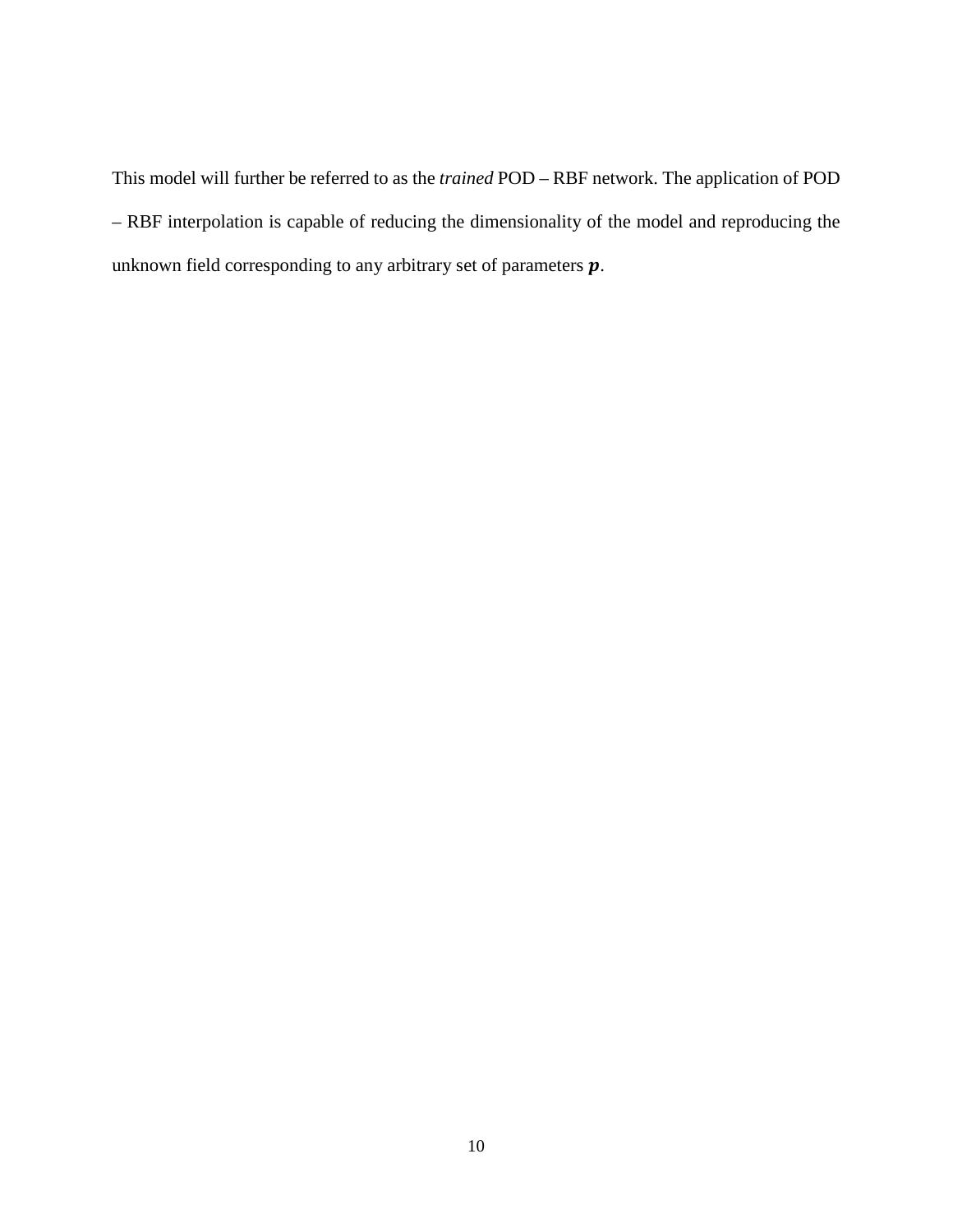This model will further be referred to as the *trained* POD – RBF network. The application of POD – RBF interpolation is capable of reducing the dimensionality of the model and reproducing the unknown field corresponding to any arbitrary set of parameters $\boldsymbol{p}$.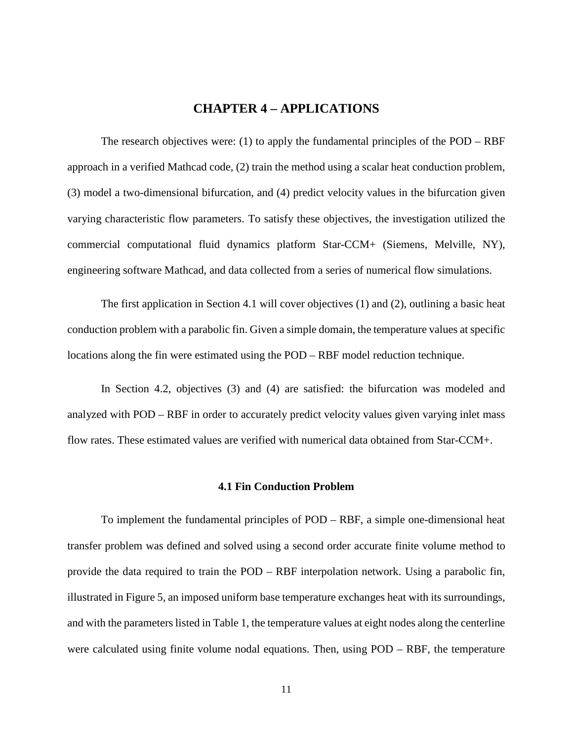# CHAPTER 4 – APPLICATIONS

The research objectives were: (1) to apply the fundamental principles of the POD – RBF approach in a verified Mathcad code, (2) train the method using a scalar heat conduction problem, (3) model a two-dimensional bifurcation, and (4) predict velocity values in the bifurcation given varying characteristic flow parameters. To satisfy these objectives, the investigation utilized the commercial computational fluid dynamics platform Star-CCM+ (Siemens, Melville, NY), engineering software Mathcad, and data collected from a series of numerical flow simulations.

The first application in Section 4.1 will cover objectives (1) and (2), outlining a basic heat conduction problem with a parabolic fin. Given a simple domain, the temperature values at specific locations along the fin were estimated using the POD – RBF model reduction technique.

In Section 4.2, objectives (3) and (4) are satisfied: the bifurcation was modeled and analyzed with POD – RBF in order to accurately predict velocity values given varying inlet mass flow rates. These estimated values are verified with numerical data obtained from Star-CCM+.

## 4.1 Fin Conduction Problem

To implement the fundamental principles of POD – RBF, a simple one-dimensional heat transfer problem was defined and solved using a second order accurate finite volume method to provide the data required to train the POD – RBF interpolation network. Using a parabolic fin, illustrated in Figure 5, an imposed uniform base temperature exchanges heat with its surroundings, and with the parameters listed in Table 1, the temperature values at eight nodes along the centerline were calculated using finite volume nodal equations. Then, using POD – RBF, the temperature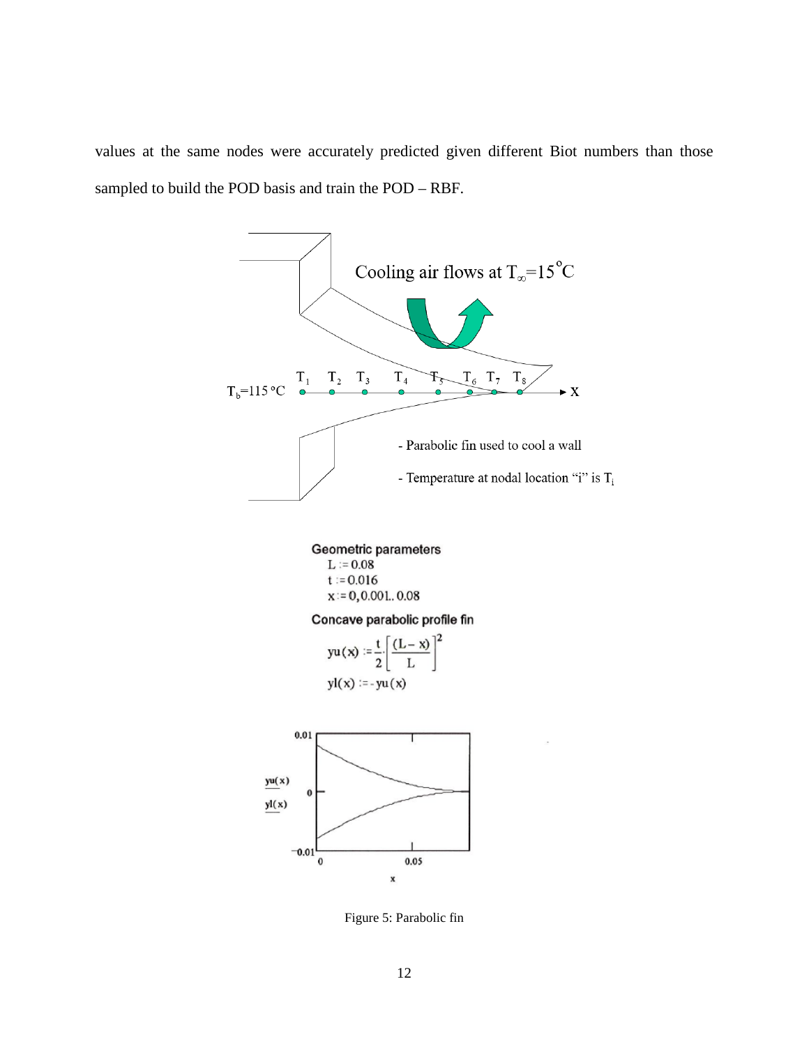values at the same nodes were accurately predicted given different Biot numbers than those sampled to build the POD basis and train the POD – RBF.

Cooling air flows at $T_\infty$=15°C

$T_b$=115 °C $T_1$ $T_2$ $T_3$ $T_4$ $T_5$ $T_6$ $T_7$ $T_8$ x

- Parabolic fin used to cool a wall

- Temperature at nodal location "i" is $T_i$

**Geometric parameters**

$L := 0.08$

$t := 0.016$

$x := 0, 0.001 .. 0.08$

**Concave parabolic profile fin**

$$yu(x) := \frac{t}{2} \cdot \left[ \frac{(L - x)}{L} \right]^2$$

$$yl(x) := -yu(x)$$

Figure 5: Parabolic fin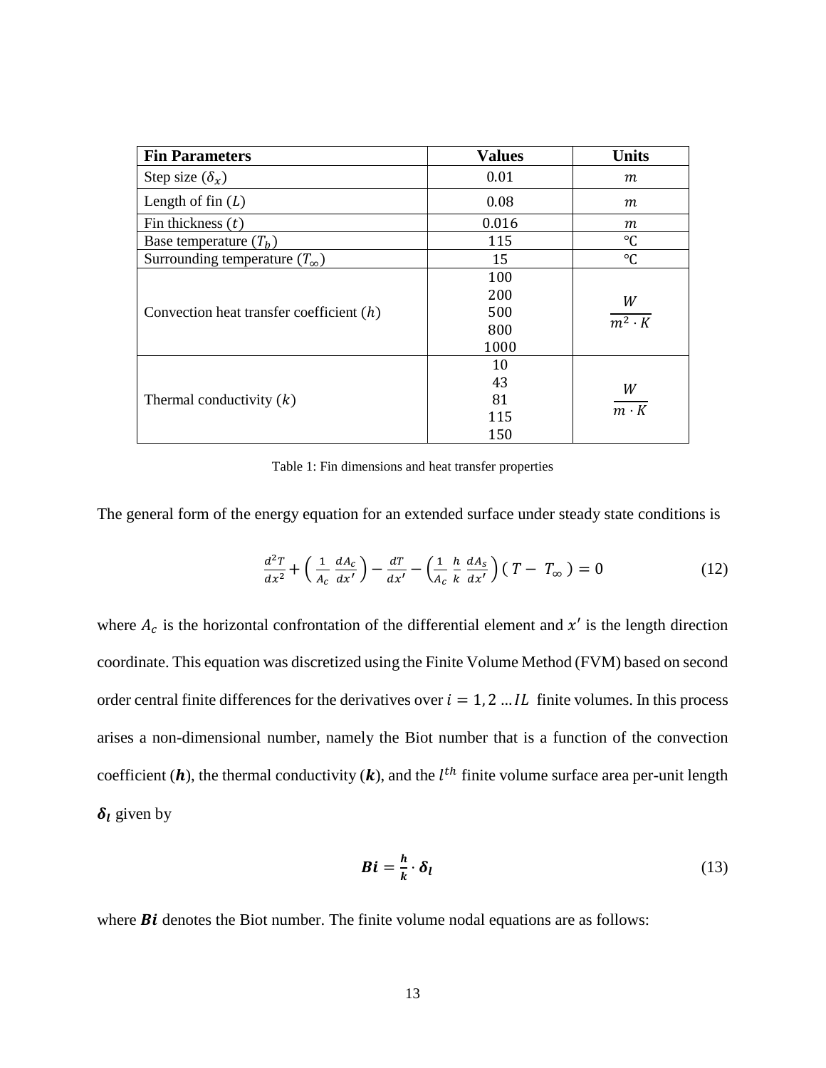| Fin Parameters | Values | Units |
|---|---|---|
| Step size ($\delta_x$) | 0.01 | $m$ |
| Length of fin ($L$) | 0.08 | $m$ |
| Fin thickness ($t$) | 0.016 | $m$ |
| Base temperature ($T_b$) | 115 | ℃ |
| Surrounding temperature ($T_\infty$) | 15 | ℃ |
| Convection heat transfer coefficient ($h$) | 100<br>200<br>500<br>800<br>1000 | $\frac{W}{m^2 \cdot K}$ |
| Thermal conductivity ($k$) | 10<br>43<br>81<br>115<br>150 | $\frac{W}{m \cdot K}$ |

Table 1: Fin dimensions and heat transfer properties

The general form of the energy equation for an extended surface under steady state conditions is

$$\frac{d^2T}{dx^2} + \left( \frac{1}{A_c} \frac{dA_c}{dx'} \right) - \frac{dT}{dx'} - \left( \frac{1}{A_c} \frac{h}{k} \frac{dA_s}{dx'} \right) ( T - T_\infty ) = 0 \tag{12}$$

where $A_c$ is the horizontal confrontation of the differential element and $x'$ is the length direction coordinate. This equation was discretized using the Finite Volume Method (FVM) based on second order central finite differences for the derivatives over $i = 1, 2 \ldots IL$ finite volumes. In this process arises a non-dimensional number, namely the Biot number that is a function of the convection coefficient ($\boldsymbol{h}$), the thermal conductivity ($\boldsymbol{k}$), and the $l^{th}$ finite volume surface area per-unit length $\boldsymbol{\delta_l}$ given by

$$\boldsymbol{Bi} = \frac{\boldsymbol{h}}{\boldsymbol{k}} \cdot \boldsymbol{\delta_l} \tag{13}$$

where $\boldsymbol{Bi}$ denotes the Biot number. The finite volume nodal equations are as follows: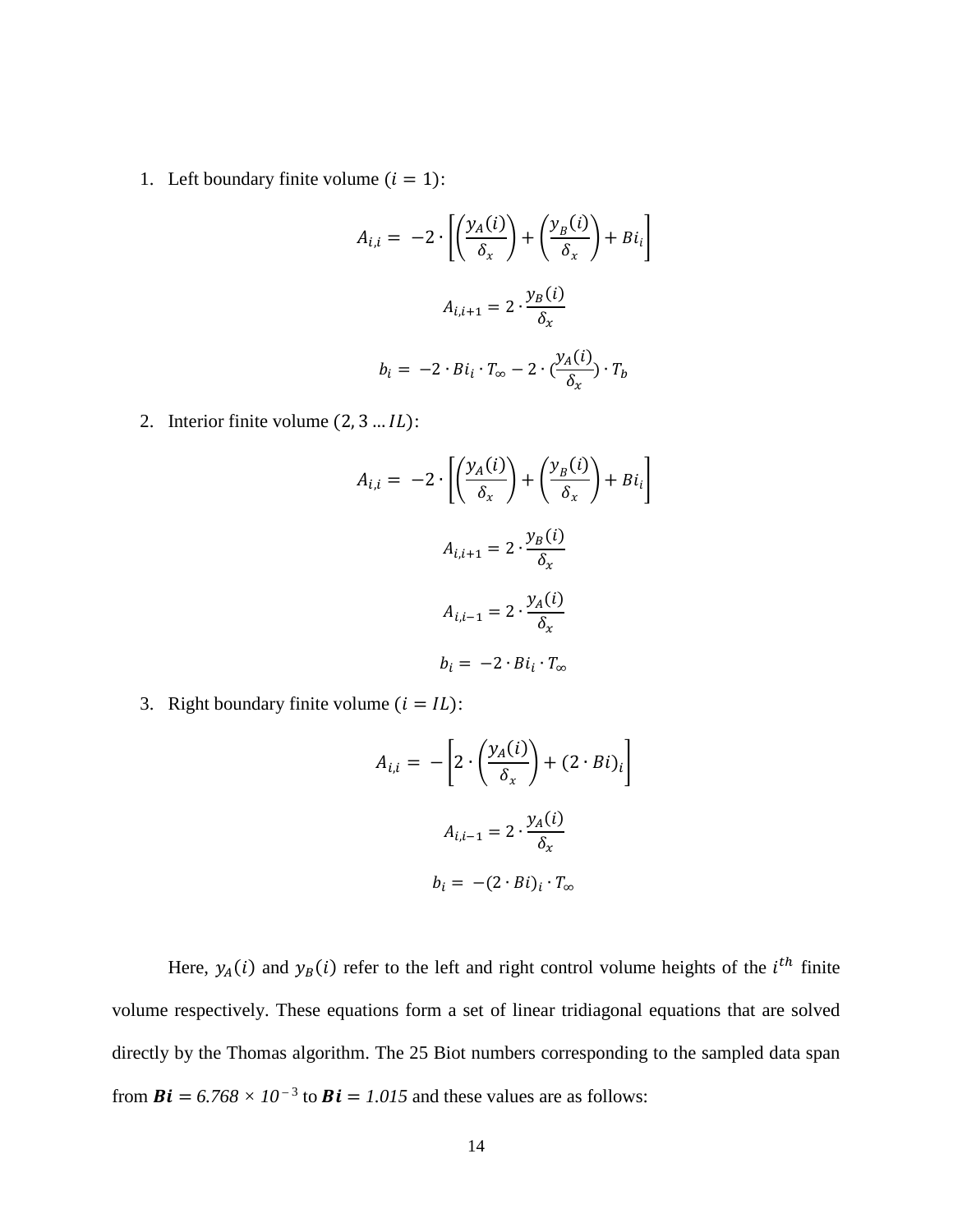1. Left boundary finite volume ($i = 1$):

$$A_{i,i} = -2 \cdot \left[ \left( \frac{y_A(i)}{\delta_x} \right) + \left( \frac{y_B(i)}{\delta_x} \right) + Bi_i \right]$$

$$A_{i,i+1} = 2 \cdot \frac{y_B(i)}{\delta_x}$$

$$b_i = -2 \cdot Bi_i \cdot T_\infty - 2 \cdot (\frac{y_A(i)}{\delta_x}) \cdot T_b$$

2. Interior finite volume ($2, 3 \dots IL$):

$$A_{i,i} = -2 \cdot \left[ \left( \frac{y_A(i)}{\delta_x} \right) + \left( \frac{y_B(i)}{\delta_x} \right) + Bi_i \right]$$

$$A_{i,i+1} = 2 \cdot \frac{y_B(i)}{\delta_x}$$

$$A_{i,i-1} = 2 \cdot \frac{y_A(i)}{\delta_x}$$

$$b_i = -2 \cdot Bi_i \cdot T_\infty$$

3. Right boundary finite volume ($i = IL$):

$$A_{i,i} = -\left[ 2 \cdot \left( \frac{y_A(i)}{\delta_x} \right) + (2 \cdot Bi)_i \right]$$

$$A_{i,i-1} = 2 \cdot \frac{y_A(i)}{\delta_x}$$

$$b_i = -(2 \cdot Bi)_i \cdot T_\infty$$

Here, $y_A(i)$ and $y_B(i)$ refer to the left and right control volume heights of the $i^{th}$ finite volume respectively. These equations form a set of linear tridiagonal equations that are solved directly by the Thomas algorithm. The 25 Biot numbers corresponding to the sampled data span from $\boldsymbol{Bi} = 6.768 \times 10^{-3}$ to $\boldsymbol{Bi} = 1.015$ and these values are as follows: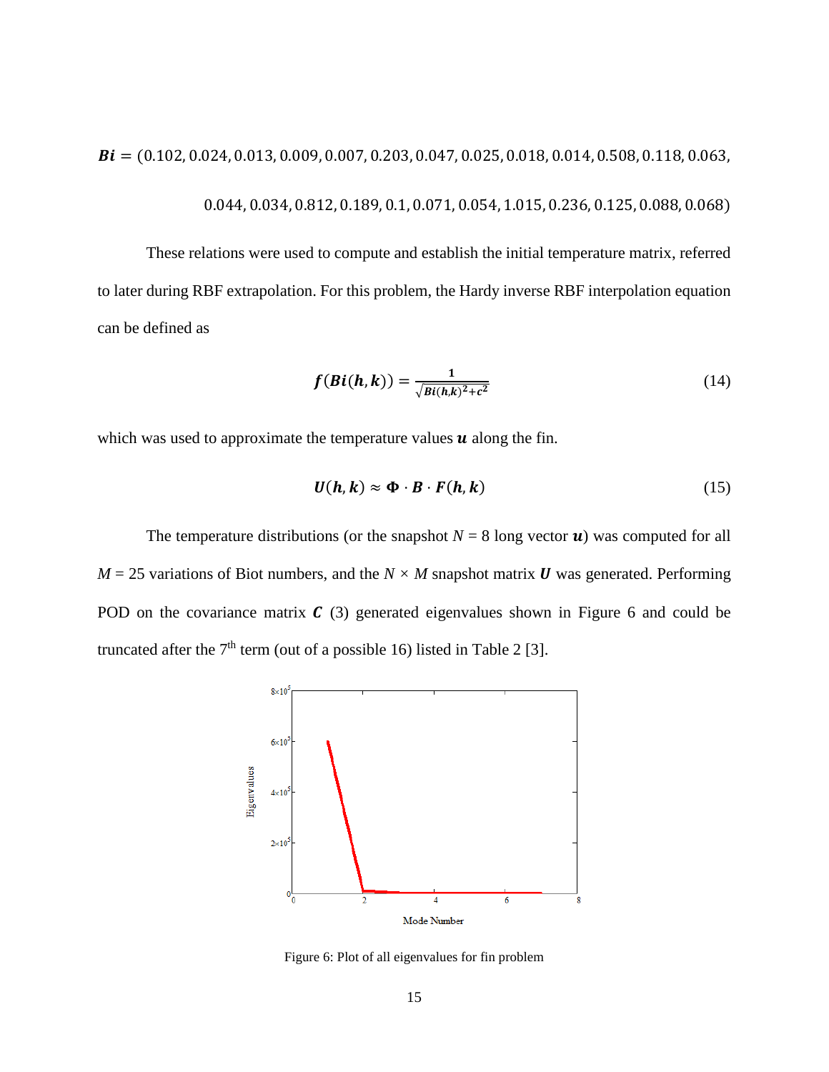$$\boldsymbol{Bi} = (0.102, 0.024, 0.013, 0.009, 0.007, 0.203, 0.047, 0.025, 0.018, 0.014, 0.508, 0.118, 0.063,$$
$$0.044, 0.034, 0.812, 0.189, 0.1, 0.071, 0.054, 1.015, 0.236, 0.125, 0.088, 0.068)$$

These relations were used to compute and establish the initial temperature matrix, referred to later during RBF extrapolation. For this problem, the Hardy inverse RBF interpolation equation can be defined as

$$\boldsymbol{f}(\boldsymbol{Bi}(\boldsymbol{h},\boldsymbol{k})) = \frac{\boldsymbol{1}}{\sqrt{\boldsymbol{Bi}(\boldsymbol{h},\boldsymbol{k})^{2}+\boldsymbol{c}^{2}}} \tag{14}$$

which was used to approximate the temperature values $\boldsymbol{u}$ along the fin.

$$\boldsymbol{U}(\boldsymbol{h},\boldsymbol{k}) \approx \boldsymbol{\Phi} \cdot \boldsymbol{B} \cdot \boldsymbol{F}(\boldsymbol{h},\boldsymbol{k}) \tag{15}$$

The temperature distributions (or the snapshot $N = 8$ long vector $\boldsymbol{u}$) was computed for all $M = 25$ variations of Biot numbers, and the $N \times M$ snapshot matrix $\boldsymbol{U}$ was generated. Performing POD on the covariance matrix $\boldsymbol{C}$ (3) generated eigenvalues shown in Figure 6 and could be truncated after the 7th term (out of a possible 16) listed in Table 2 [3].

Figure 6: Plot of all eigenvalues for fin problem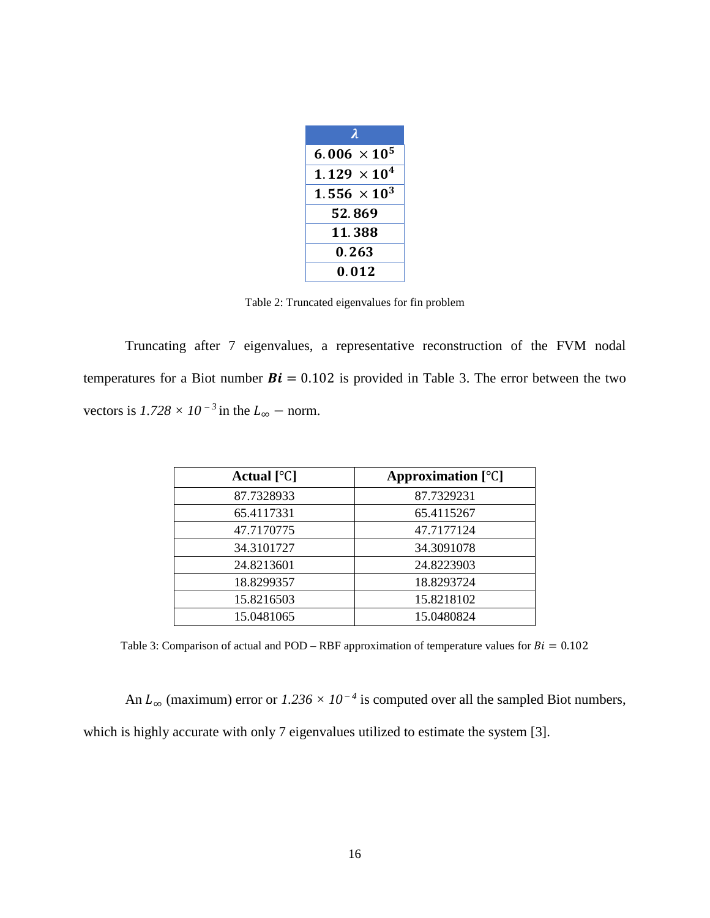| $\lambda$ |
|---|
| $6.006 \times 10^5$ |
| $1.129 \times 10^4$ |
| $1.556 \times 10^3$ |
| $52.869$ |
| $11.388$ |
| $0.263$ |
| $0.012$ |

Table 2: Truncated eigenvalues for fin problem

Truncating after 7 eigenvalues, a representative reconstruction of the FVM nodal temperatures for a Biot number $\boldsymbol{Bi} = 0.102$ is provided in Table 3. The error between the two vectors is $1.728 \times 10^{-3}$ in the $L_\infty -$ norm.

| Actual [℃] | Approximation [℃] |
|---|---|
| 87.7328933 | 87.7329231 |
| 65.4117331 | 65.4115267 |
| 47.7170775 | 47.7177124 |
| 34.3101727 | 34.3091078 |
| 24.8213601 | 24.8223903 |
| 18.8299357 | 18.8293724 |
| 15.8216503 | 15.8218102 |
| 15.0481065 | 15.0480824 |

Table 3: Comparison of actual and POD – RBF approximation of temperature values for $Bi = 0.102$

An $L_\infty$ (maximum) error or $1.236 \times 10^{-4}$ is computed over all the sampled Biot numbers, which is highly accurate with only 7 eigenvalues utilized to estimate the system [3].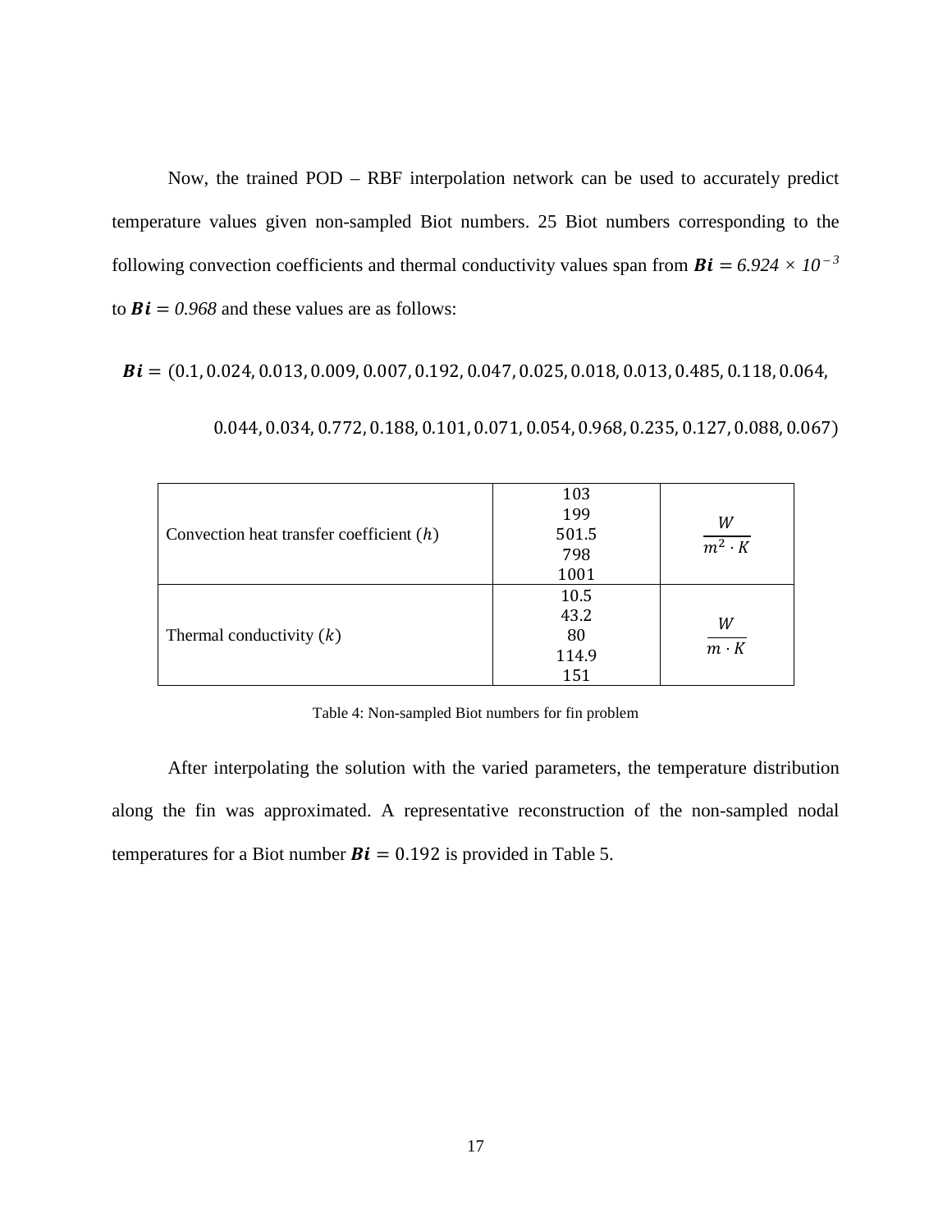Now, the trained POD – RBF interpolation network can be used to accurately predict temperature values given non-sampled Biot numbers. 25 Biot numbers corresponding to the following convection coefficients and thermal conductivity values span from $\boldsymbol{Bi} = 6.924 \times 10^{-3}$ to $\boldsymbol{Bi} = 0.968$ and these values are as follows:

$$\boldsymbol{Bi} = (0.1, 0.024, 0.013, 0.009, 0.007, 0.192, 0.047, 0.025, 0.018, 0.013, 0.485, 0.118, 0.064, 0.044, 0.034, 0.772, 0.188, 0.101, 0.071, 0.054, 0.968, 0.235, 0.127, 0.088, 0.067)$$

| | | |
|---|---|---|
| Convection heat transfer coefficient ($h$) | 103<br>199<br>501.5<br>798<br>1001 | $\frac{W}{m^2 \cdot K}$ |
| Thermal conductivity ($k$) | 10.5<br>43.2<br>80<br>114.9<br>151 | $\frac{W}{m \cdot K}$ |

Table 4: Non-sampled Biot numbers for fin problem

After interpolating the solution with the varied parameters, the temperature distribution along the fin was approximated. A representative reconstruction of the non-sampled nodal temperatures for a Biot number $\boldsymbol{Bi} = 0.192$ is provided in Table 5.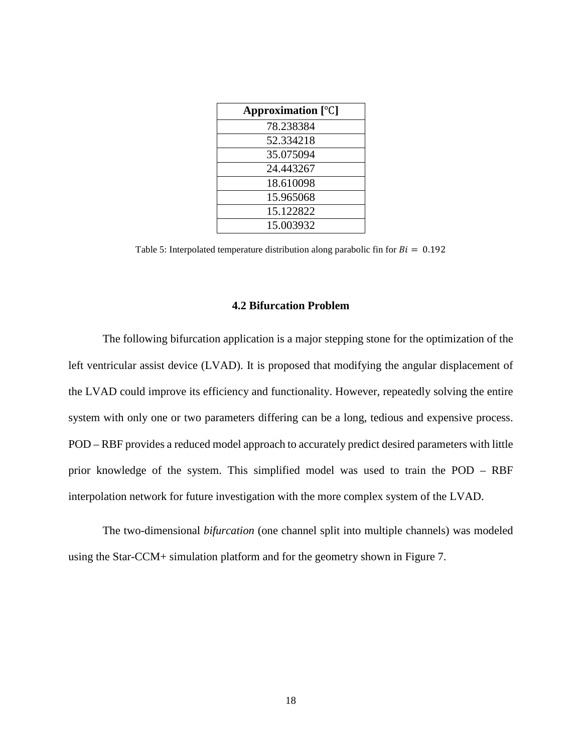| Approximation [℃] |
|---|
| 78.238384 |
| 52.334218 |
| 35.075094 |
| 24.443267 |
| 18.610098 |
| 15.965068 |
| 15.122822 |
| 15.003932 |

Table 5: Interpolated temperature distribution along parabolic fin for $Bi = 0.192$

### 4.2 Bifurcation Problem

The following bifurcation application is a major stepping stone for the optimization of the left ventricular assist device (LVAD). It is proposed that modifying the angular displacement of the LVAD could improve its efficiency and functionality. However, repeatedly solving the entire system with only one or two parameters differing can be a long, tedious and expensive process. POD – RBF provides a reduced model approach to accurately predict desired parameters with little prior knowledge of the system. This simplified model was used to train the POD – RBF interpolation network for future investigation with the more complex system of the LVAD.

The two-dimensional *bifurcation* (one channel split into multiple channels) was modeled using the Star-CCM+ simulation platform and for the geometry shown in Figure 7.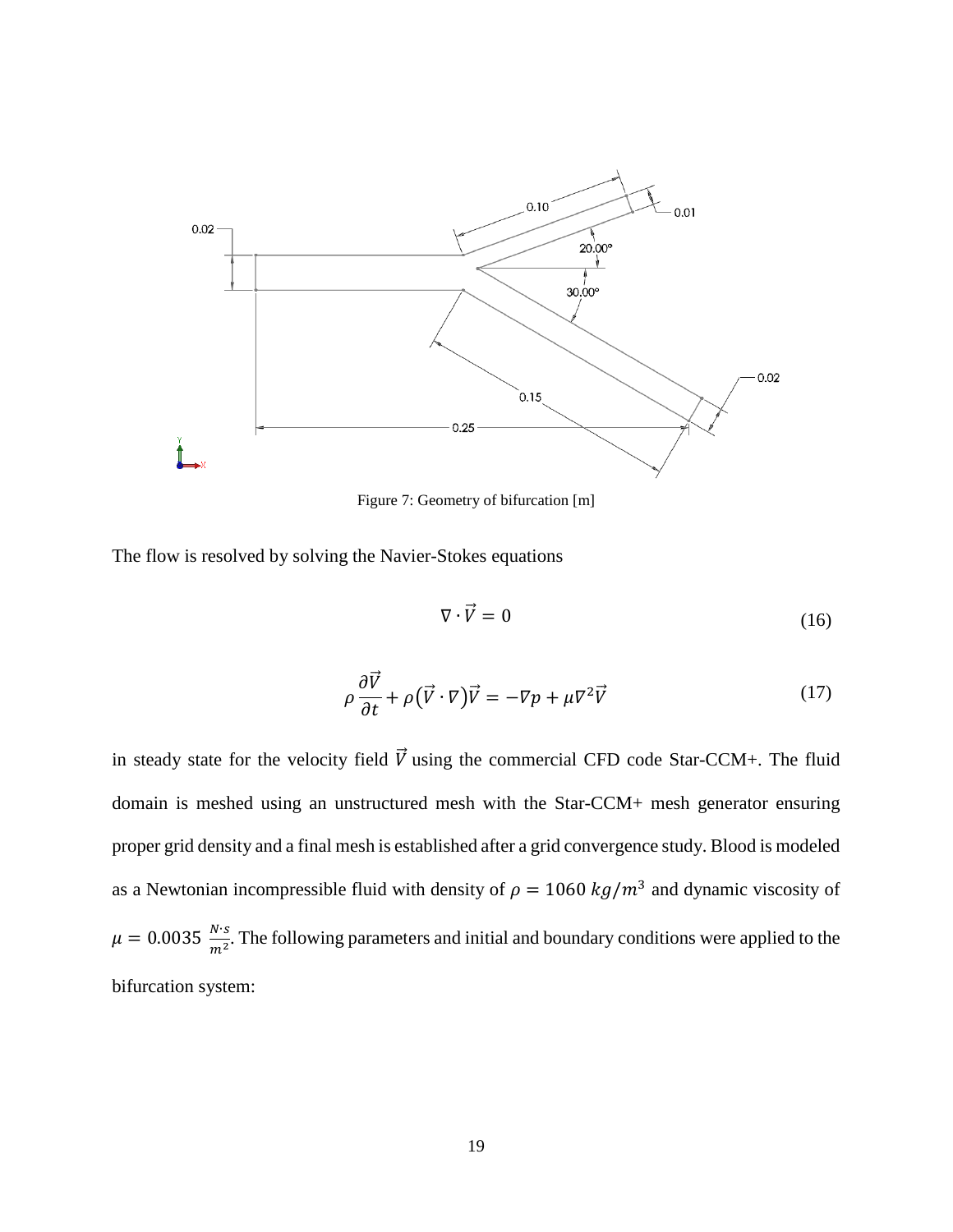Figure 7: Geometry of bifurcation [m]

The flow is resolved by solving the Navier-Stokes equations

$$\nabla \cdot \vec{V} = 0 \tag{16}$$

$$\rho \frac{\partial \vec{V}}{\partial t} + \rho \left( \vec{V} \cdot \nabla \right) \vec{V} = -\nabla p + \mu \nabla^2 \vec{V} \tag{17}$$

in steady state for the velocity field $\vec{V}$ using the commercial CFD code Star-CCM+. The fluid domain is meshed using an unstructured mesh with the Star-CCM+ mesh generator ensuring proper grid density and a final mesh is established after a grid convergence study. Blood is modeled as a Newtonian incompressible fluid with density of $\rho = 1060\ kg/m^3$ and dynamic viscosity of $\mu = 0.0035\ \frac{N \cdot s}{m^2}$. The following parameters and initial and boundary conditions were applied to the bifurcation system: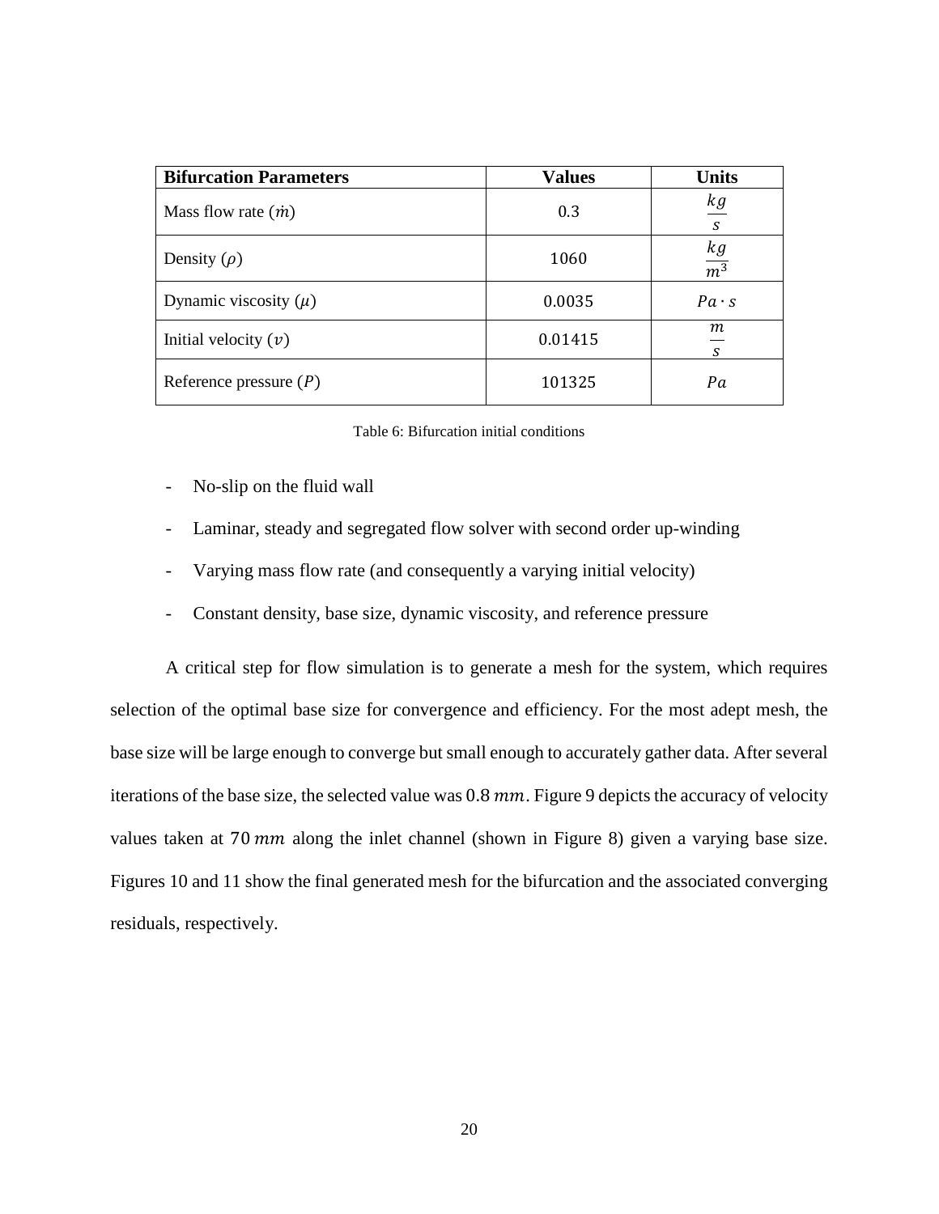| **Bifurcation Parameters** | **Values** | **Units** |
|---|---|---|
| Mass flow rate ($\dot{m}$) | 0.3 | $\frac{kg}{s}$ |
| Density ($\rho$) | 1060 | $\frac{kg}{m^3}$ |
| Dynamic viscosity ($\mu$) | 0.0035 | $Pa \cdot s$ |
| Initial velocity ($v$) | 0.01415 | $\frac{m}{s}$ |
| Reference pressure ($P$) | 101325 | $Pa$ |

Table 6: Bifurcation initial conditions

- No-slip on the fluid wall
- Laminar, steady and segregated flow solver with second order up-winding
- Varying mass flow rate (and consequently a varying initial velocity)
- Constant density, base size, dynamic viscosity, and reference pressure

A critical step for flow simulation is to generate a mesh for the system, which requires selection of the optimal base size for convergence and efficiency. For the most adept mesh, the base size will be large enough to converge but small enough to accurately gather data. After several iterations of the base size, the selected value was $0.8\ mm$. Figure 9 depicts the accuracy of velocity values taken at $70\ mm$ along the inlet channel (shown in Figure 8) given a varying base size. Figures 10 and 11 show the final generated mesh for the bifurcation and the associated converging residuals, respectively.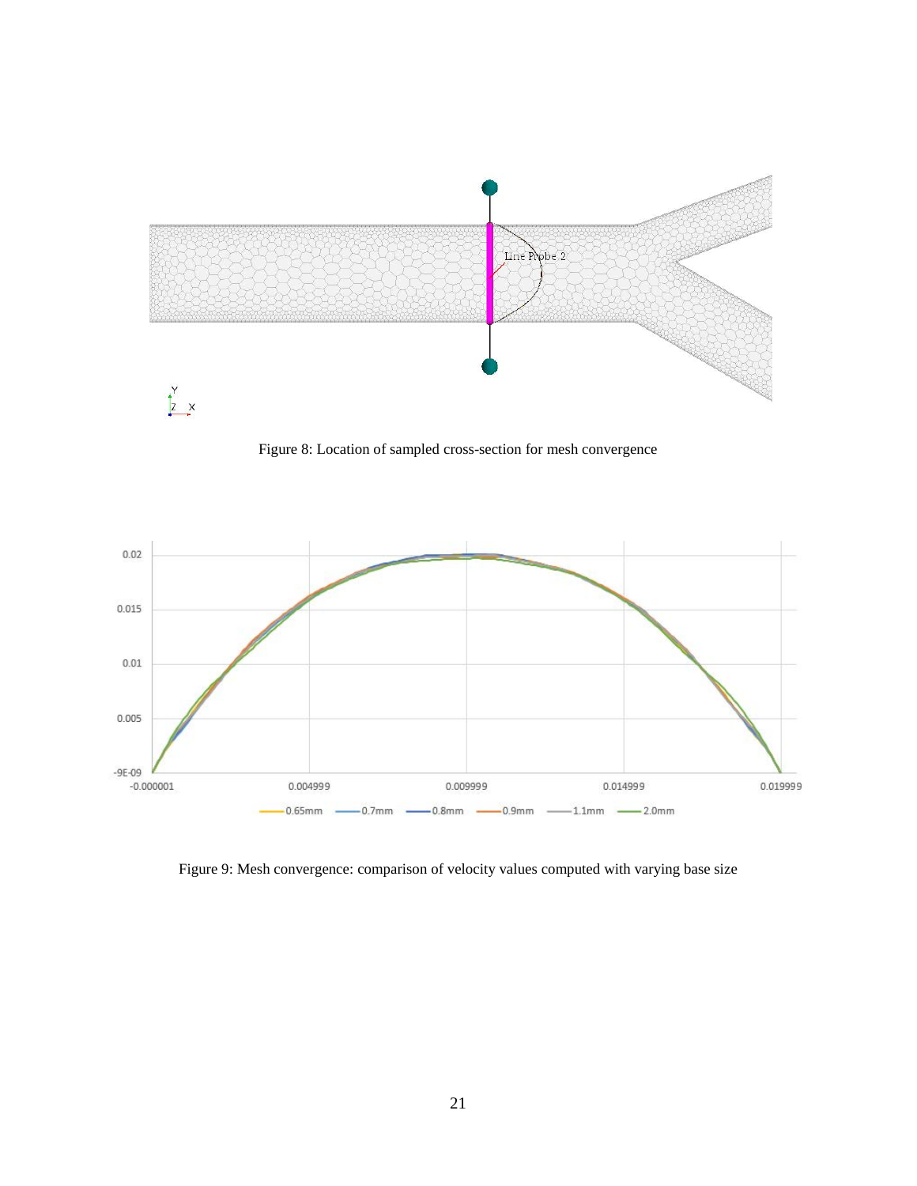Figure 8: Location of sampled cross-section for mesh convergence

Figure 9: Mesh convergence: comparison of velocity values computed with varying base size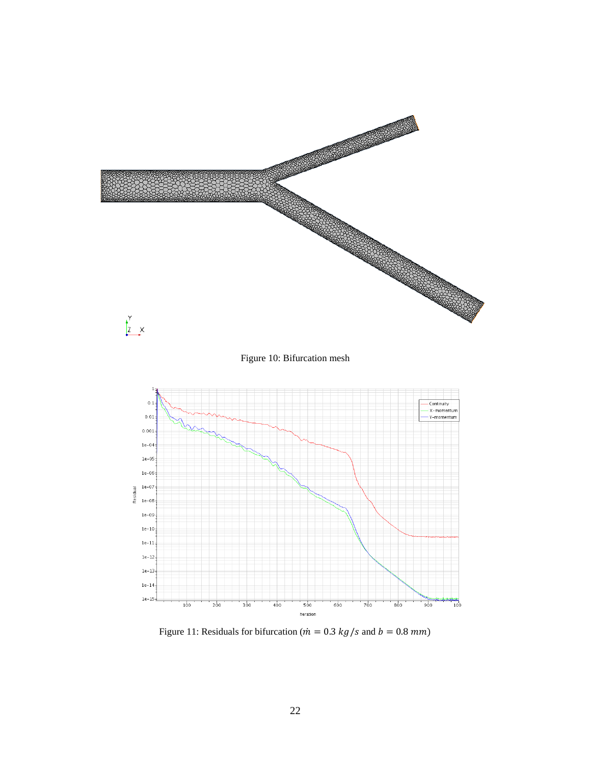Figure 10: Bifurcation mesh

Figure 11: Residuals for bifurcation ($\dot{m} = 0.3\ kg/s$ and $b = 0.8\ mm$)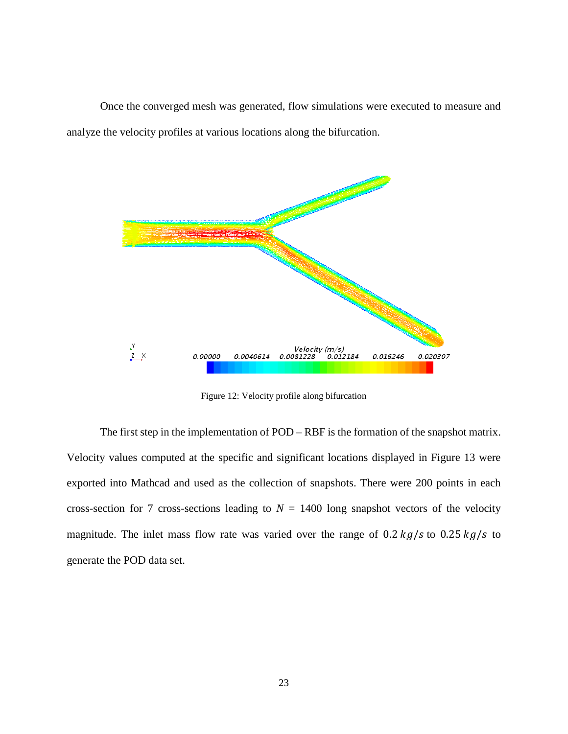Once the converged mesh was generated, flow simulations were executed to measure and analyze the velocity profiles at various locations along the bifurcation.

Figure 12: Velocity profile along bifurcation

The first step in the implementation of POD – RBF is the formation of the snapshot matrix. Velocity values computed at the specific and significant locations displayed in Figure 13 were exported into Mathcad and used as the collection of snapshots. There were 200 points in each cross-section for 7 cross-sections leading to $N$ = 1400 long snapshot vectors of the velocity magnitude. The inlet mass flow rate was varied over the range of $0.2\,kg/s$ to $0.25\,kg/s$ to generate the POD data set.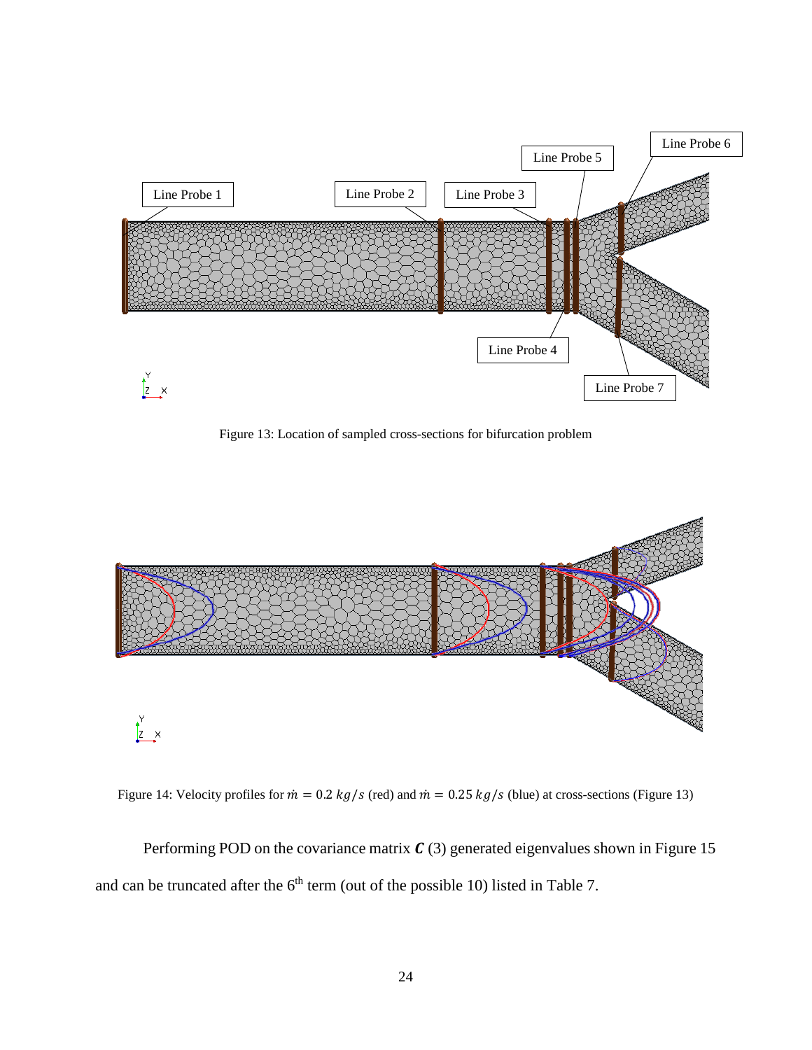Figure 13: Location of sampled cross-sections for bifurcation problem

Figure 14: Velocity profiles for $\dot{m} = 0.2\ kg/s$ (red) and $\dot{m} = 0.25\ kg/s$ (blue) at cross-sections (Figure 13)

Performing POD on the covariance matrix $\boldsymbol{C}$ (3) generated eigenvalues shown in Figure 15 and can be truncated after the 6$^{th}$ term (out of the possible 10) listed in Table 7.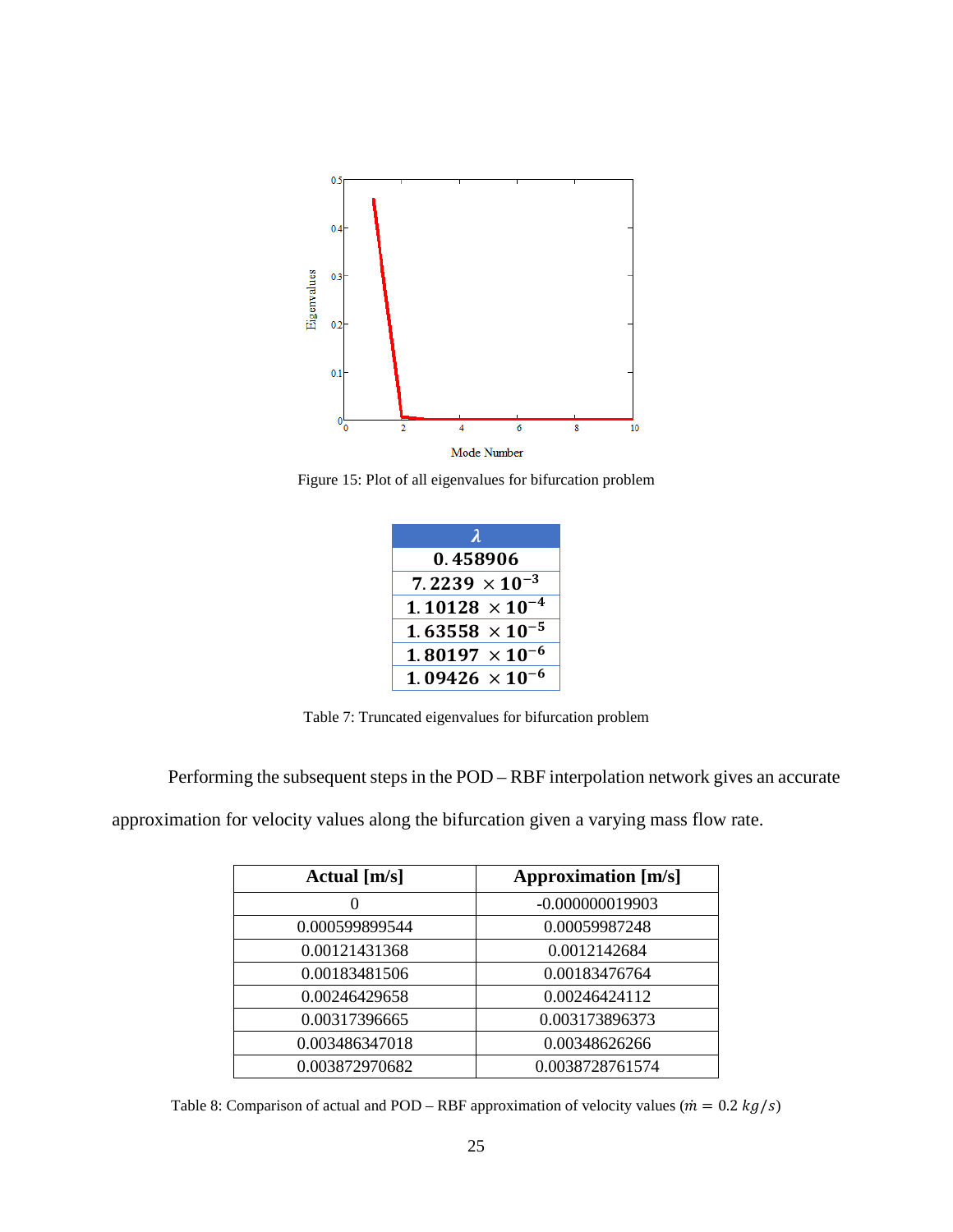Figure 15: Plot of all eigenvalues for bifurcation problem

| $\lambda$ |
|---|
| $0.458906$ |
| $7.2239 \times 10^{-3}$ |
| $1.10128 \times 10^{-4}$ |
| $1.63558 \times 10^{-5}$ |
| $1.80197 \times 10^{-6}$ |
| $1.09426 \times 10^{-6}$ |

Table 7: Truncated eigenvalues for bifurcation problem

Performing the subsequent steps in the POD – RBF interpolation network gives an accurate approximation for velocity values along the bifurcation given a varying mass flow rate.

| **Actual [m/s]** | **Approximation [m/s]** |
|---|---|
| 0 | -0.000000019903 |
| 0.000599899544 | 0.00059987248 |
| 0.00121431368 | 0.0012142684 |
| 0.00183481506 | 0.00183476764 |
| 0.00246429658 | 0.00246424112 |
| 0.00317396665 | 0.003173896373 |
| 0.003486347018 | 0.00348626266 |
| 0.003872970682 | 0.0038728761574 |

Table 8: Comparison of actual and POD – RBF approximation of velocity values ($\dot{m} = 0.2\ kg/s$)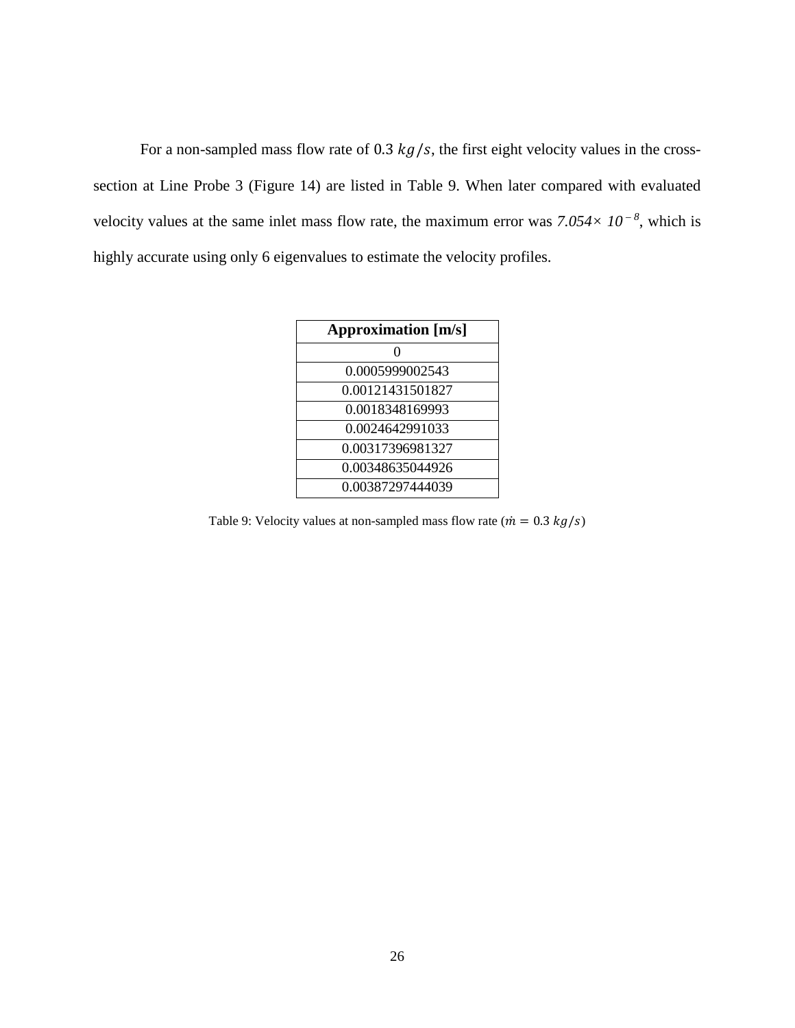For a non-sampled mass flow rate of 0.3 $kg/s$, the first eight velocity values in the cross-section at Line Probe 3 (Figure 14) are listed in Table 9. When later compared with evaluated velocity values at the same inlet mass flow rate, the maximum error was $7.054\times 10^{-8}$, which is highly accurate using only 6 eigenvalues to estimate the velocity profiles.

| **Approximation [m/s]** |
|---|
| 0 |
| 0.0005999002543 |
| 0.00121431501827 |
| 0.0018348169993 |
| 0.0024642991033 |
| 0.00317396981327 |
| 0.00348635044926 |
| 0.00387297444039 |

Table 9: Velocity values at non-sampled mass flow rate ($\dot{m} = 0.3\ kg/s$)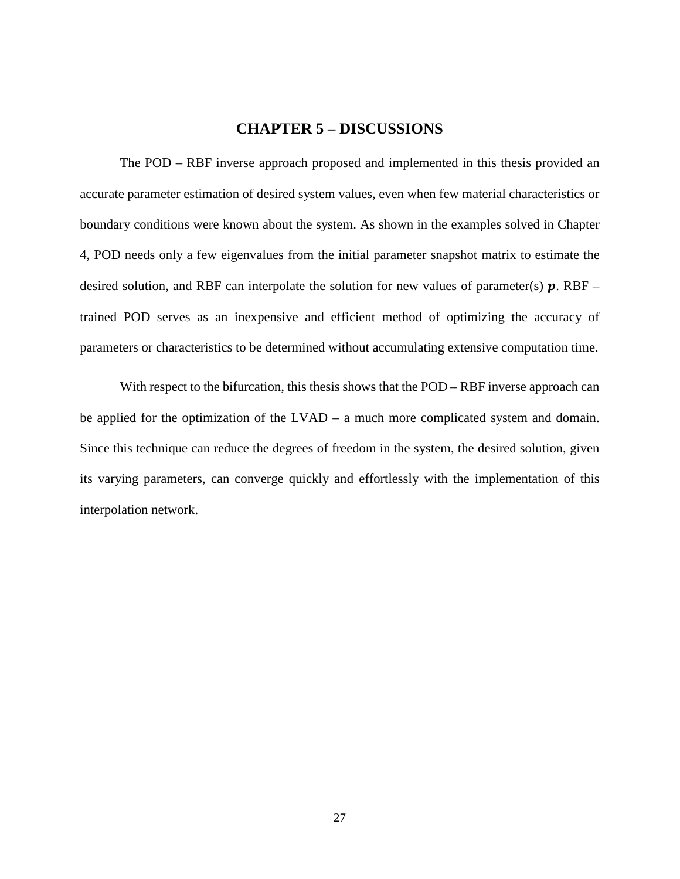# CHAPTER 5 – DISCUSSIONS

The POD – RBF inverse approach proposed and implemented in this thesis provided an accurate parameter estimation of desired system values, even when few material characteristics or boundary conditions were known about the system. As shown in the examples solved in Chapter 4, POD needs only a few eigenvalues from the initial parameter snapshot matrix to estimate the desired solution, and RBF can interpolate the solution for new values of parameter(s) $\boldsymbol{p}$. RBF – trained POD serves as an inexpensive and efficient method of optimizing the accuracy of parameters or characteristics to be determined without accumulating extensive computation time.

With respect to the bifurcation, this thesis shows that the POD – RBF inverse approach can be applied for the optimization of the LVAD – a much more complicated system and domain. Since this technique can reduce the degrees of freedom in the system, the desired solution, given its varying parameters, can converge quickly and effortlessly with the implementation of this interpolation network.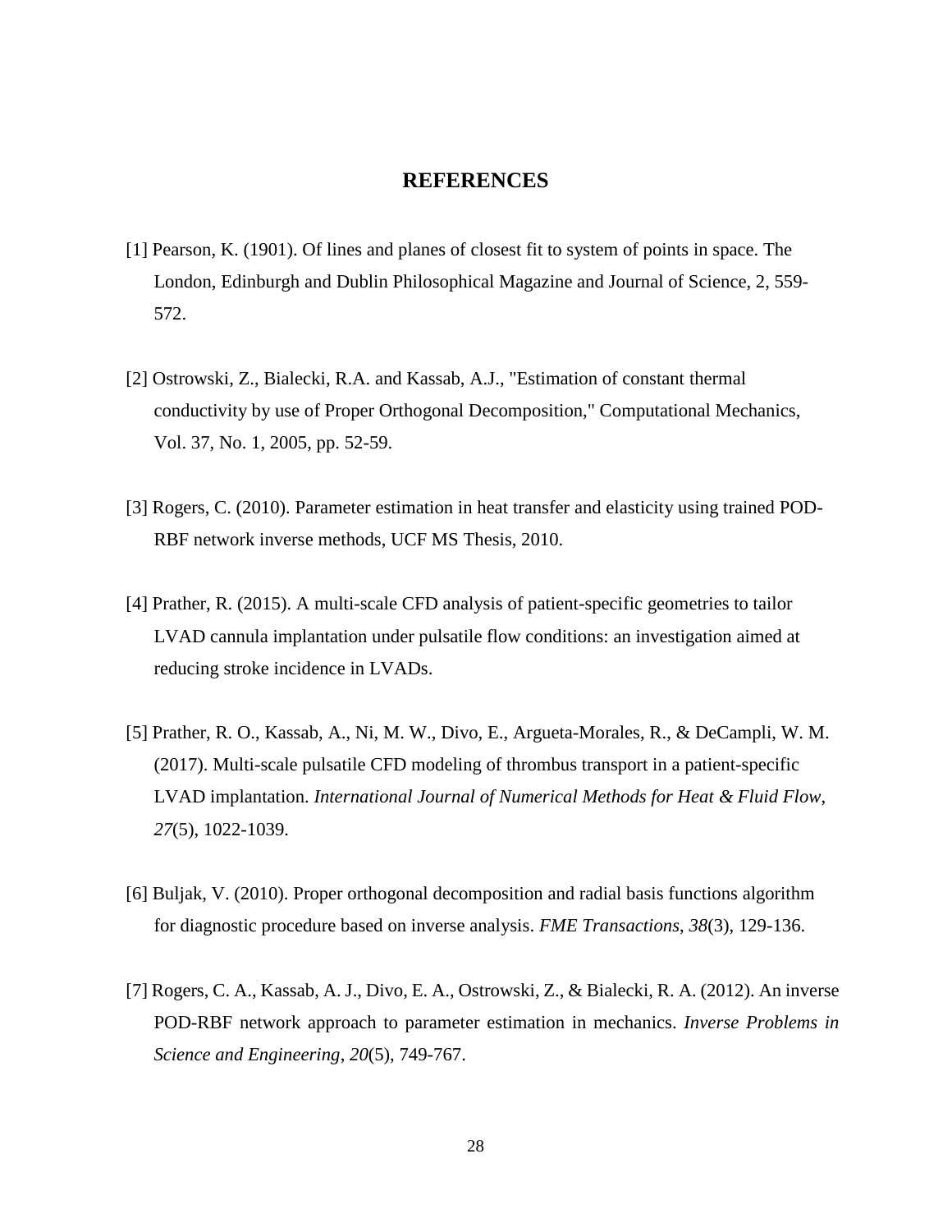# REFERENCES

[1] Pearson, K. (1901). Of lines and planes of closest fit to system of points in space. The London, Edinburgh and Dublin Philosophical Magazine and Journal of Science, 2, 559-572.

[2] Ostrowski, Z., Bialecki, R.A. and Kassab, A.J., "Estimation of constant thermal conductivity by use of Proper Orthogonal Decomposition," Computational Mechanics, Vol. 37, No. 1, 2005, pp. 52-59.

[3] Rogers, C. (2010). Parameter estimation in heat transfer and elasticity using trained POD-RBF network inverse methods, UCF MS Thesis, 2010.

[4] Prather, R. (2015). A multi-scale CFD analysis of patient-specific geometries to tailor LVAD cannula implantation under pulsatile flow conditions: an investigation aimed at reducing stroke incidence in LVADs.

[5] Prather, R. O., Kassab, A., Ni, M. W., Divo, E., Argueta-Morales, R., & DeCampli, W. M. (2017). Multi-scale pulsatile CFD modeling of thrombus transport in a patient-specific LVAD implantation. *International Journal of Numerical Methods for Heat & Fluid Flow*, *27*(5), 1022-1039.

[6] Buljak, V. (2010). Proper orthogonal decomposition and radial basis functions algorithm for diagnostic procedure based on inverse analysis. *FME Transactions*, *38*(3), 129-136.

[7] Rogers, C. A., Kassab, A. J., Divo, E. A., Ostrowski, Z., & Bialecki, R. A. (2012). An inverse POD-RBF network approach to parameter estimation in mechanics. *Inverse Problems in Science and Engineering*, *20*(5), 749-767.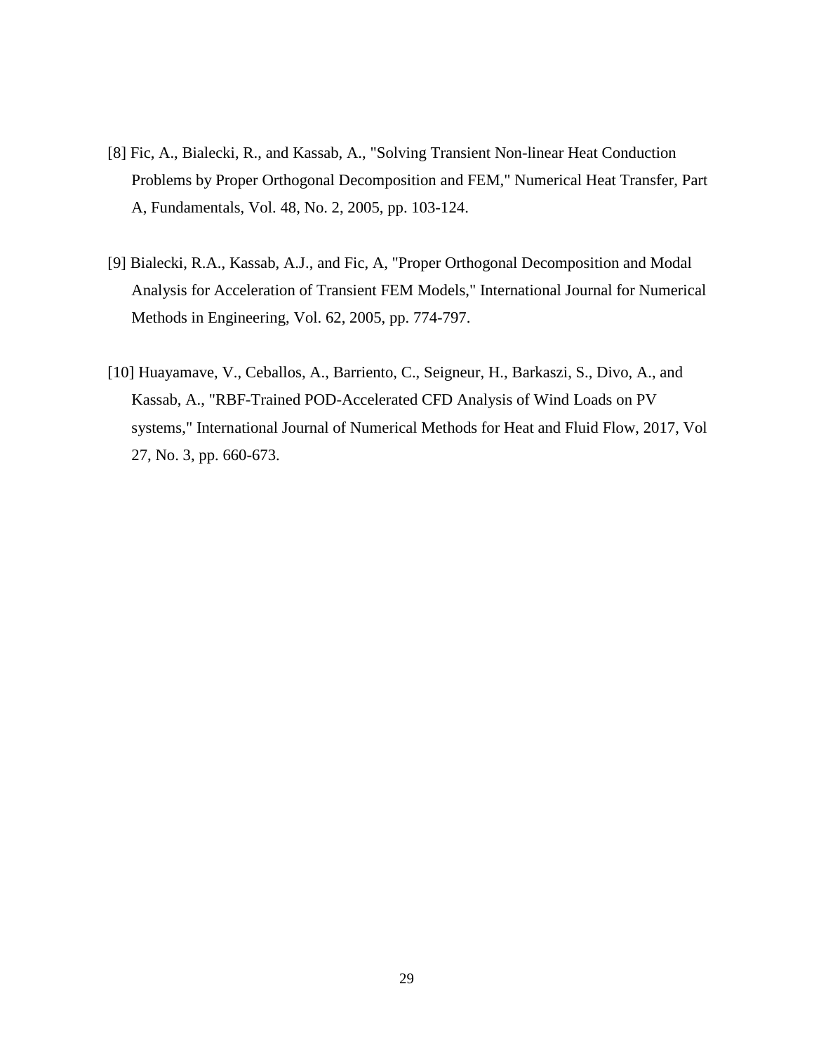[8] Fic, A., Bialecki, R., and Kassab, A., "Solving Transient Non-linear Heat Conduction Problems by Proper Orthogonal Decomposition and FEM," Numerical Heat Transfer, Part A, Fundamentals, Vol. 48, No. 2, 2005, pp. 103-124.

[9] Bialecki, R.A., Kassab, A.J., and Fic, A, "Proper Orthogonal Decomposition and Modal Analysis for Acceleration of Transient FEM Models," International Journal for Numerical Methods in Engineering, Vol. 62, 2005, pp. 774-797.

[10] Huayamave, V., Ceballos, A., Barriento, C., Seigneur, H., Barkaszi, S., Divo, A., and Kassab, A., "RBF-Trained POD-Accelerated CFD Analysis of Wind Loads on PV systems," International Journal of Numerical Methods for Heat and Fluid Flow, 2017, Vol 27, No. 3, pp. 660-673.